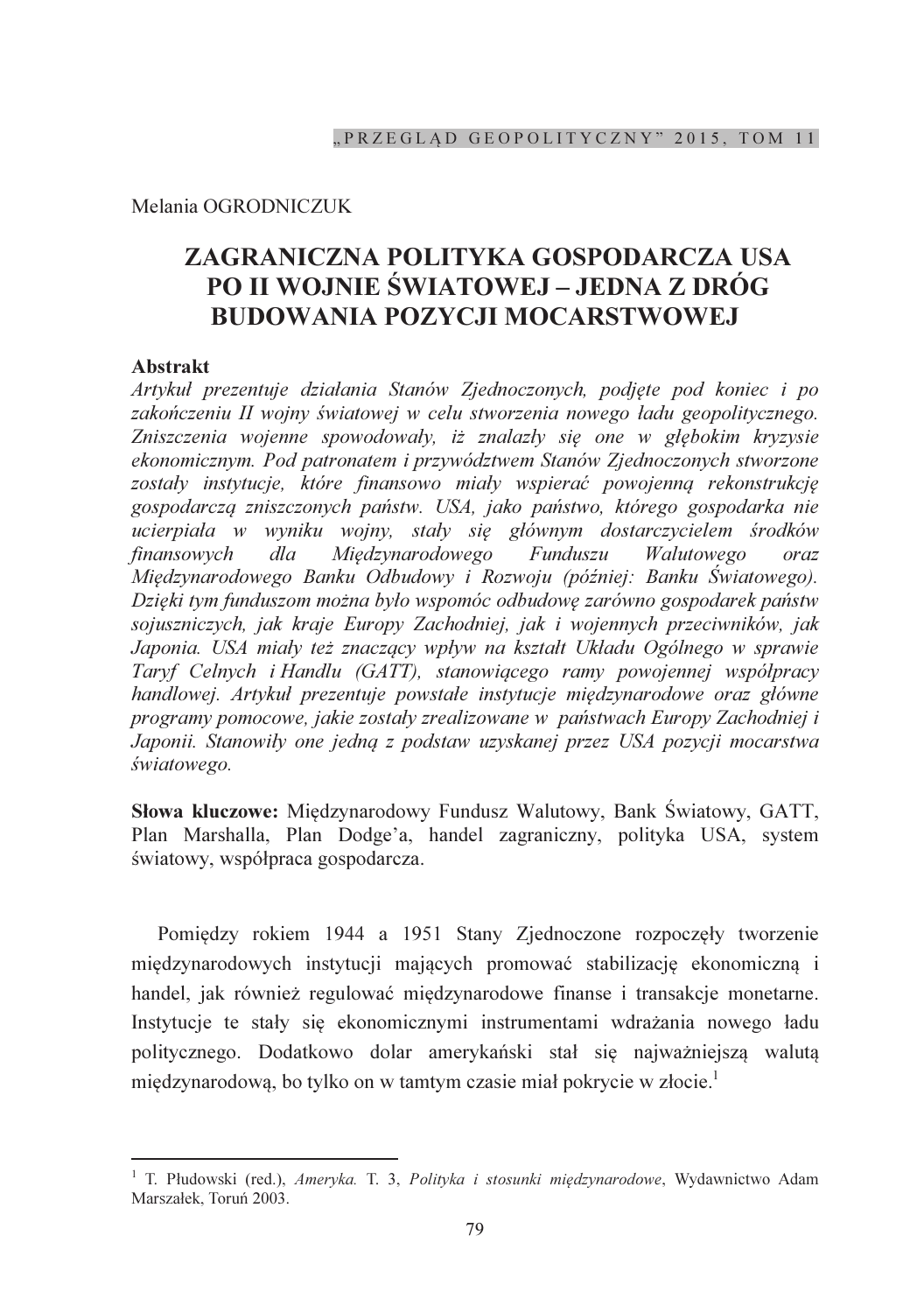Melania OGRODNICZUK

# ZAGRANICZNA POLITYKA GOSPODARCZA USA PO II WOJNIE ŚWIATOWEJ – JEDNA Z DRÓG BUDOWANIA POZYCJI MOCARSTWOWEJ

**Abstrakt**

*Artykuł prezentuje działania Stanów Zjednoczonych, podjęte pod koniec i po zakończeniu II wojny światowej w celu stworzenia nowego ładu geopolitycznego. Zniszczenia wojenne spowodowały, iż znalazły się one w głębokim kryzysie ekonomicznym. Pod patronatem i przywództwem Stanów Zjednoczonych stworzone zostały instytucje, które finansowo miały wspierać powojenną rekonstrukcję gospodarczą zniszczonych państw. USA, jako państwo, którego gospodarka nie ucierpiała w wyniku wojny, stały się głównym dostarczycielem środków finansowych dla Międzynarodowego Funduszu Walutowego oraz Międzynarodowego Banku Odbudowy i Rozwoju (później: Banku Światowego). Dzięki tym funduszom można było wspomóc odbudowę zarówno gospodarek państw sojuszniczych, jak kraje Europy Zachodniej, jak i wojennych przeciwników, jak Japonia. USA miały też znaczący wpływ na kształt Układu Ogólnego w sprawie Taryf Celnych i Handlu (GATT), stanowiącego ramy powojennej współpracy handlowej. Artykuł prezentuje powstałe instytucje międzynarodowe oraz główne programy pomocowe, jakie zostały zrealizowane w państwach Europy Zachodniej i Japonii. Stanowiły one jedną z podstaw uzyskanej przez USA pozycji mocarstwa światowego.*

**Słowa kluczowe:** Międzynarodowy Fundusz Walutowy, Bank Światowy, GATT, Plan Marshalla, Plan Dodge'a, handel zagraniczny, polityka USA, system światowy, współpraca gospodarcza.

Pomiędzy rokiem 1944 a 1951 Stany Zjednoczone rozpoczęły tworzenie międzynarodowych instytucji mających promować stabilizację ekonomiczną i handel, jak również regulować międzynarodowe finanse i transakcje monetarne. Instytucje te stały się ekonomicznymi instrumentami wdrażania nowego ładu politycznego. Dodatkowo dolar amerykański stał się najważniejszą walutą międzynarodową, bo tylko on w tamtym czasie miał pokrycie w złocie.[1]

---

[1] T. Płudowski (red.), *Ameryka.* T. 3, *Polityka i stosunki międzynarodowe*, Wydawnictwo Adam Marszałek, Toruń 2003.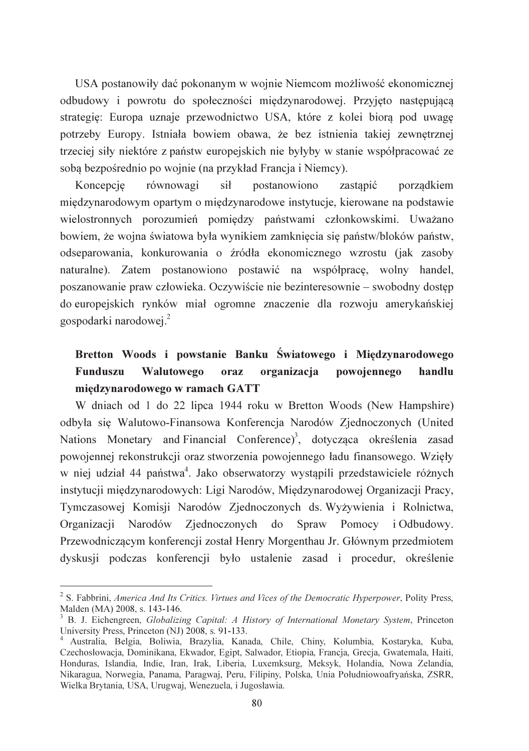USA postanowiły dać pokonanym w wojnie Niemcom możliwość ekonomicznej odbudowy i powrotu do społeczności międzynarodowej. Przyjęto następującą strategię: Europa uznaje przewodnictwo USA, które z kolei biorą pod uwagę potrzeby Europy. Istniała bowiem obawa, że bez istnienia takiej zewnętrznej trzeciej siły niektóre z państw europejskich nie byłyby w stanie współpracować ze sobą bezpośrednio po wojnie (na przykład Francja i Niemcy).

Koncepcję równowagi sił postanowiono zastąpić porządkiem międzynarodowym opartym o międzynarodowe instytucje, kierowane na podstawie wielostronnych porozumień pomiędzy państwami członkowskimi. Uważano bowiem, że wojna światowa była wynikiem zamknięcia się państw/bloków państw, odseparowania, konkurowania o źródła ekonomicznego wzrostu (jak zasoby naturalne). Zatem postanowiono postawić na współpracę, wolny handel, poszanowanie praw człowieka. Oczywiście nie bezinteresownie – swobodny dostęp do europejskich rynków miał ogromne znaczenie dla rozwoju amerykańskiej gospodarki narodowej.[2]

## Bretton Woods i powstanie Banku Światowego i Międzynarodowego Funduszu Walutowego oraz organizacja powojennego handlu międzynarodowego w ramach GATT

W dniach od 1 do 22 lipca 1944 roku w Bretton Woods (New Hampshire) odbyła się Walutowo-Finansowa Konferencja Narodów Zjednoczonych (United Nations Monetary and Financial Conference)[3], dotycząca określenia zasad powojennej rekonstrukcji oraz stworzenia powojennego ładu finansowego. Wzięły w niej udział 44 państwa[4]. Jako obserwatorzy wystąpili przedstawiciele różnych instytucji międzynarodowych: Ligi Narodów, Międzynarodowej Organizacji Pracy, Tymczasowej Komisji Narodów Zjednoczonych ds. Wyżywienia i Rolnictwa, Organizacji Narodów Zjednoczonych do Spraw Pomocy i Odbudowy. Przewodniczącym konferencji został Henry Morgenthau Jr. Głównym przedmiotem dyskusji podczas konferencji było ustalenie zasad i procedur, określenie

---

[2] S. Fabbrini, *America And Its Critics. Virtues and Vices of the Democratic Hyperpower*, Polity Press, Malden (MA) 2008, s. 143-146.

[3] B. J. Eichengreen, *Globalizing Capital: A History of International Monetary System*, Princeton University Press, Princeton (NJ) 2008, s. 91-133.

[4] Australia, Belgia, Boliwia, Brazylia, Kanada, Chile, Chiny, Kolumbia, Kostaryka, Kuba, Czechosłowacja, Dominikana, Ekwador, Egipt, Salwador, Etiopia, Francja, Grecja, Gwatemala, Haiti, Honduras, Islandia, Indie, Iran, Irak, Liberia, Luxemksurg, Meksyk, Holandia, Nowa Zelandia, Nikaragua, Norwegia, Panama, Paragwaj, Peru, Filipiny, Polska, Unia Południowoafryańska, ZSRR, Wielka Brytania, USA, Urugwaj, Wenezuela, i Jugosławia.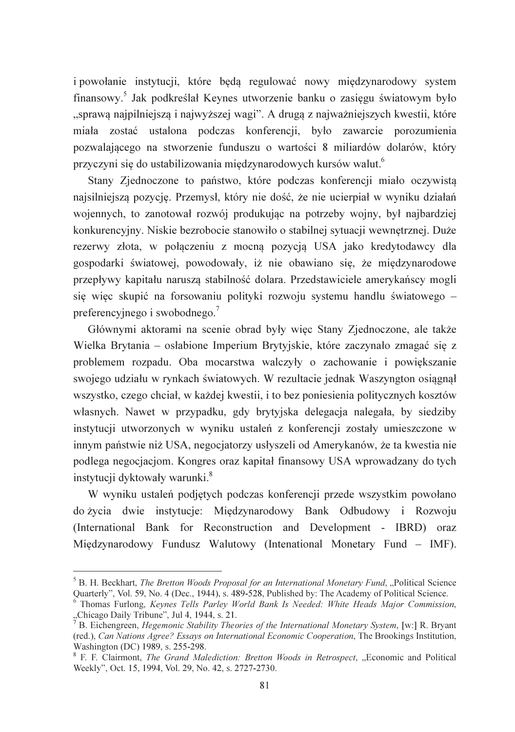i powołanie instytucji, które będą regulować nowy międzynarodowy system finansowy.[5] Jak podkreślał Keynes utworzenie banku o zasięgu światowym było „sprawą najpilniejszą i najwyższej wagi". A drugą z najważniejszych kwestii, które miała zostać ustalona podczas konferencji, było zawarcie porozumienia pozwalającego na stworzenie funduszu o wartości 8 miliardów dolarów, który przyczyni się do ustabilizowania międzynarodowych kursów walut.[6]

Stany Zjednoczone to państwo, które podczas konferencji miało oczywistą najsilniejszą pozycję. Przemysł, który nie dość, że nie ucierpiał w wyniku działań wojennych, to zanotował rozwój produkując na potrzeby wojny, był najbardziej konkurencyjny. Niskie bezrobocie stanowiło o stabilnej sytuacji wewnętrznej. Duże rezerwy złota, w połączeniu z mocną pozycją USA jako kredytodawcy dla gospodarki światowej, powodowały, iż nie obawiano się, że międzynarodowe przepływy kapitału naruszą stabilność dolara. Przedstawiciele amerykańscy mogli się więc skupić na forsowaniu polityki rozwoju systemu handlu światowego – preferencyjnego i swobodnego.[7]

Głównymi aktorami na scenie obrad były więc Stany Zjednoczone, ale także Wielka Brytania – osłabione Imperium Brytyjskie, które zaczynało zmagać się z problemem rozpadu. Oba mocarstwa walczyły o zachowanie i powiększanie swojego udziału w rynkach światowych. W rezultacie jednak Waszyngton osiągnął wszystko, czego chciał, w każdej kwestii, i to bez poniesienia politycznych kosztów własnych. Nawet w przypadku, gdy brytyjska delegacja nalegała, by siedziby instytucji utworzonych w wyniku ustaleń z konferencji zostały umieszczone w innym państwie niż USA, negocjatorzy usłyszeli od Amerykanów, że ta kwestia nie podlega negocjacjom. Kongres oraz kapitał finansowy USA wprowadzany do tych instytucji dyktowały warunki.[8]

W wyniku ustaleń podjętych podczas konferencji przede wszystkim powołano do życia dwie instytucje: Międzynarodowy Bank Odbudowy i Rozwoju (International Bank for Reconstruction and Development - IBRD) oraz Międzynarodowy Fundusz Walutowy (Intenational Monetary Fund – IMF).

---

[5] B. H. Beckhart, *The Bretton Woods Proposal for an International Monetary Fund*, „Political Science Quarterly", Vol. 59, No. 4 (Dec., 1944), s. 489-528, Published by: The Academy of Political Science.

[6] Thomas Furlong, *Keynes Tells Parley World Bank Is Needed: White Heads Major Commission*, „Chicago Daily Tribune", Jul 4, 1944, s. 21.

[7] B. Eichengreen, *Hegemonic Stability Theories of the International Monetary System*, [w:] R. Bryant (red.), *Can Nations Agree? Essays on International Economic Cooperation*, The Brookings Institution, Washington (DC) 1989, s. 255-298.

[8] F. F. Clairmont, *The Grand Malediction: Bretton Woods in Retrospect*, „Economic and Political Weekly", Oct. 15, 1994, Vol. 29, No. 42, s. 2727-2730.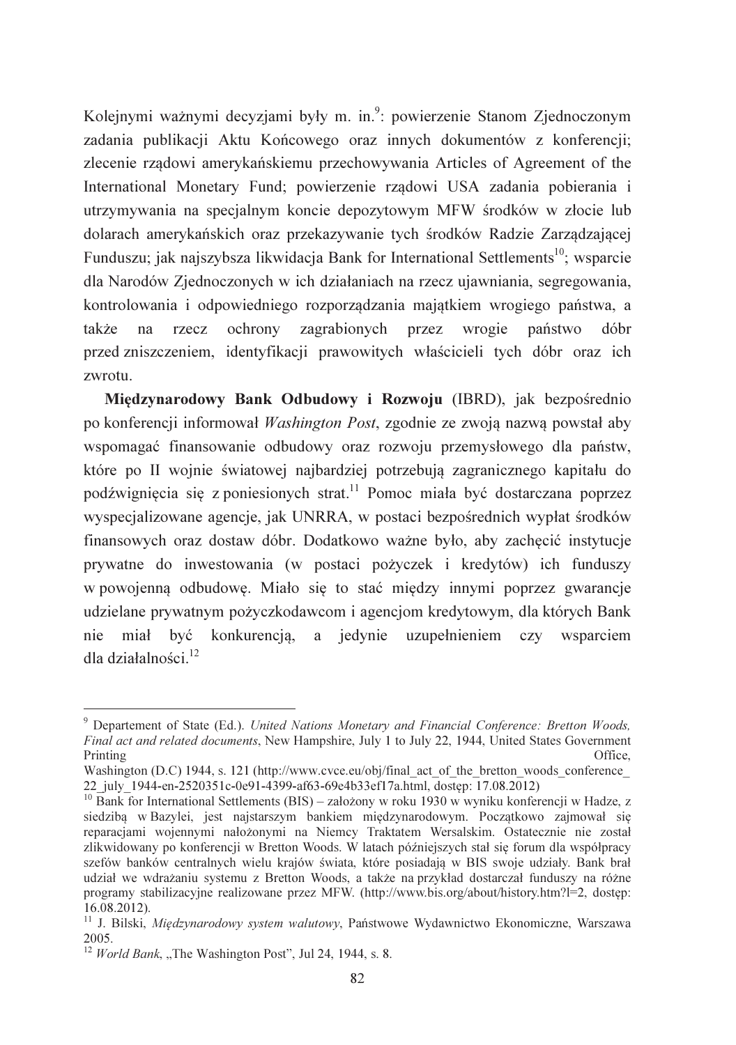Kolejnymi ważnymi decyzjami były m. in.[9]: powierzenie Stanom Zjednoczonym zadania publikacji Aktu Końcowego oraz innych dokumentów z konferencji; zlecenie rządowi amerykańskiemu przechowywania Articles of Agreement of the International Monetary Fund; powierzenie rządowi USA zadania pobierania i utrzymywania na specjalnym koncie depozytowym MFW środków w złocie lub dolarach amerykańskich oraz przekazywanie tych środków Radzie Zarządzającej Funduszu; jak najszybsza likwidacja Bank for International Settlements[10]; wsparcie dla Narodów Zjednoczonych w ich działaniach na rzecz ujawniania, segregowania, kontrolowania i odpowiedniego rozporządzania majątkiem wrogiego państwa, a także na rzecz ochrony zagrabionych przez wrogie państwo dóbr przed zniszczeniem, identyfikacji prawowitych właścicieli tych dóbr oraz ich zwrotu.

**Międzynarodowy Bank Odbudowy i Rozwoju** (IBRD), jak bezpośrednio po konferencji informował *Washington Post*, zgodnie ze zwoją nazwą powstał aby wspomagać finansowanie odbudowy oraz rozwoju przemysłowego dla państw, które po II wojnie światowej najbardziej potrzebują zagranicznego kapitału do podźwignięcia się z poniesionych strat.[11] Pomoc miała być dostarczana poprzez wyspecjalizowane agencje, jak UNRRA, w postaci bezpośrednich wypłat środków finansowych oraz dostaw dóbr. Dodatkowo ważne było, aby zachęcić instytucje prywatne do inwestowania (w postaci pożyczek i kredytów) ich funduszy w powojenną odbudowę. Miało się to stać między innymi poprzez gwarancje udzielane prywatnym pożyczkodawcom i agencjom kredytowym, dla których Bank nie miał być konkurencją, a jedynie uzupełnieniem czy wsparciem dla działalności.[12]

---

[9] Departement of State (Ed.). *United Nations Monetary and Financial Conference: Bretton Woods, Final act and related documents*, New Hampshire, July 1 to July 22, 1944, United States Government Printing Office, Washington (D.C) 1944, s. 121 (http://www.cvce.eu/obj/final_act_of_the_bretton_woods_conference_22_july_1944-en-2520351c-0e91-4399-af63-69e4b33ef17a.html, dostęp: 17.08.2012)

[10] Bank for International Settlements (BIS) – założony w roku 1930 w wyniku konferencji w Hadze, z siedzibą w Bazylei, jest najstarszym bankiem międzynarodowym. Początkowo zajmował się reparacjami wojennymi nałożonymi na Niemcy Traktatem Wersalskim. Ostatecznie nie został zlikwidowany po konferencji w Bretton Woods. W latach późniejszych stał się forum dla współpracy szefów banków centralnych wielu krajów świata, które posiadają w BIS swoje udziały. Bank brał udział we wdrażaniu systemu z Bretton Woods, a także na przykład dostarczał funduszy na różne programy stabilizacyjne realizowane przez MFW. (http://www.bis.org/about/history.htm?l=2, dostęp: 16.08.2012).

[11] J. Bilski, *Międzynarodowy system walutowy*, Państwowe Wydawnictwo Ekonomiczne, Warszawa 2005.

[12] *World Bank*, „The Washington Post", Jul 24, 1944, s. 8.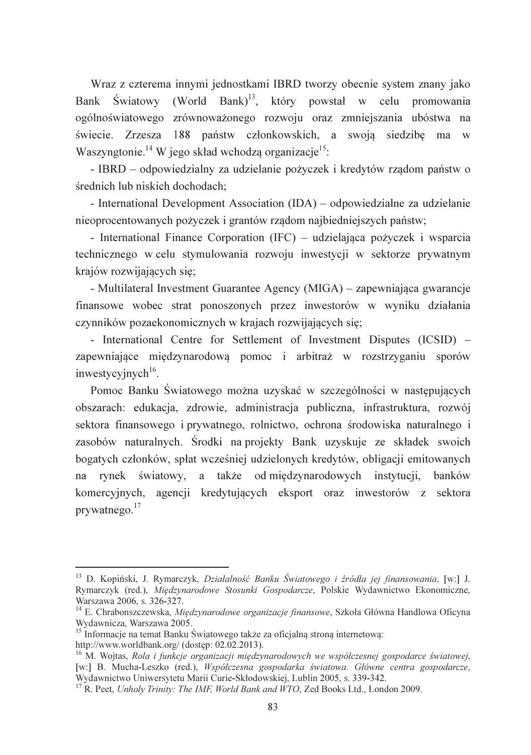Wraz z czterema innymi jednostkami IBRD tworzy obecnie system znany jako Bank Światowy (World Bank)[13], który powstał w celu promowania ogólnoświatowego zrównoważonego rozwoju oraz zmniejszania ubóstwa na świecie. Zrzesza 188 państw członkowskich, a swoją siedzibę ma w Waszyngtonie.[14] W jego skład wchodzą organizacje[15]:

- IBRD – odpowiedzialny za udzielanie pożyczek i kredytów rządom państw o średnich lub niskich dochodach;

- International Development Association (IDA) – odpowiedzialne za udzielanie nieoprocentowanych pożyczek i grantów rządom najbiedniejszych państw;

- International Finance Corporation (IFC) – udzielająca pożyczek i wsparcia technicznego w celu stymulowania rozwoju inwestycji w sektorze prywatnym krajów rozwijających się;

- Multilateral Investment Guarantee Agency (MIGA) – zapewniająca gwarancje finansowe wobec strat ponoszonych przez inwestorów w wyniku działania czynników pozaekonomicznych w krajach rozwijających się;

- International Centre for Settlement of Investment Disputes (ICSID) – zapewniające międzynarodową pomoc i arbitraż w rozstrzyganiu sporów inwestycyjnych[16].

Pomoc Banku Światowego można uzyskać w szczególności w następujących obszarach: edukacja, zdrowie, administracja publiczna, infrastruktura, rozwój sektora finansowego i prywatnego, rolnictwo, ochrona środowiska naturalnego i zasobów naturalnych. Środki na projekty Bank uzyskuje ze składek swoich bogatych członków, spłat wcześniej udzielonych kredytów, obligacji emitowanych na rynek światowy, a także od międzynarodowych instytucji, banków komercyjnych, agencji kredytujących eksport oraz inwestorów z sektora prywatnego.[17]

---

[13] D. Kopiński, J. Rymarczyk, *Działalność Banku Światowego i źródła jej finansowania*, [w:] J. Rymarczyk (red.), *Międzynarodowe Stosunki Gospodarcze*, Polskie Wydawnictwo Ekonomiczne, Warszawa 2006, s. 326-327.

[14] E. Chrabonszczewska, *Międzynarodowe organizacje finansowe*, Szkoła Główna Handlowa Oficyna Wydawnicza, Warszawa 2005.

[15] Informacje na temat Banku Światowego także za oficjalną stroną internetową: http://www.worldbank.org/ (dostęp: 02.02.2013).

[16] M. Wojtas, *Rola i funkcje organizacji międzynarodowych we współczesnej gospodarce światowej*, [w:] B. Mucha-Leszko (red.), *Współczesna gospodarka światowa. Główne centra gospodarcze*, Wydawnictwo Uniwersytetu Marii Curie-Skłodowskiej, Lublin 2005, s. 339-342.

[17] R. Peet, *Unholy Trinity: The IMF, World Bank and WTO*, Zed Books Ltd., London 2009.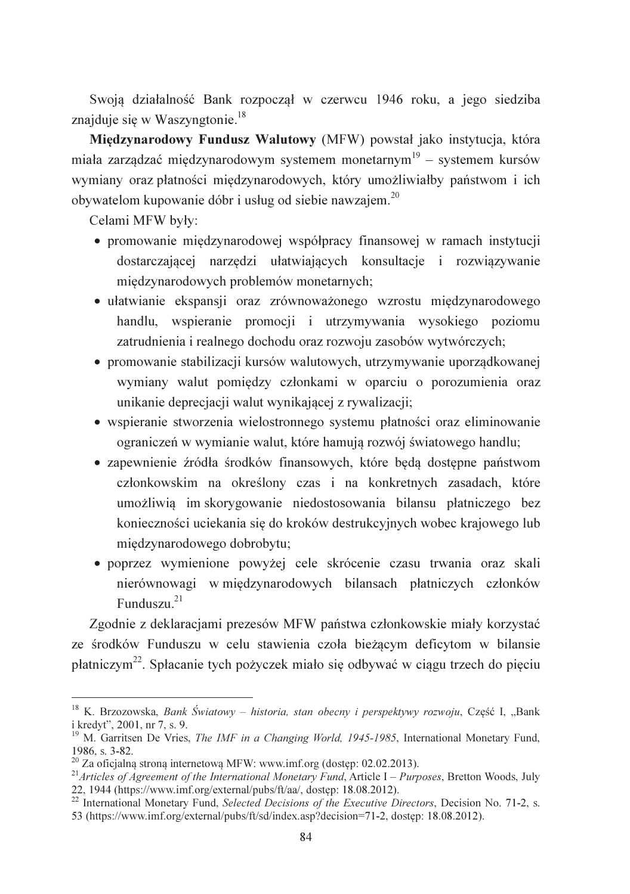Swoją działalność Bank rozpoczął w czerwcu 1946 roku, a jego siedziba znajduje się w Waszyngtonie.[18]

**Międzynarodowy Fundusz Walutowy** (MFW) powstał jako instytucja, która miała zarządzać międzynarodowym systemem monetarnym[19] – systemem kursów wymiany oraz płatności międzynarodowych, który umożliwiałby państwom i ich obywatelom kupowanie dóbr i usług od siebie nawzajem.[20]

Celami MFW były:

- promowanie międzynarodowej współpracy finansowej w ramach instytucji dostarczającej narzędzi ułatwiających konsultacje i rozwiązywanie międzynarodowych problemów monetarnych;
- ułatwianie ekspansji oraz zrównoważonego wzrostu międzynarodowego handlu, wspieranie promocji i utrzymywania wysokiego poziomu zatrudnienia i realnego dochodu oraz rozwoju zasobów wytwórczych;
- promowanie stabilizacji kursów walutowych, utrzymywanie uporządkowanej wymiany walut pomiędzy członkami w oparciu o porozumienia oraz unikanie deprecjacji walut wynikającej z rywalizacji;
- wspieranie stworzenia wielostronnego systemu płatności oraz eliminowanie ograniczeń w wymianie walut, które hamują rozwój światowego handlu;
- zapewnienie źródła środków finansowych, które będą dostępne państwom członkowskim na określony czas i na konkretnych zasadach, które umożliwią im skorygowanie niedostosowania bilansu płatniczego bez konieczności uciekania się do kroków destrukcyjnych wobec krajowego lub międzynarodowego dobrobytu;
- poprzez wymienione powyżej cele skrócenie czasu trwania oraz skali nierównowagi w międzynarodowych bilansach płatniczych członków Funduszu.[21]

Zgodnie z deklaracjami prezesów MFW państwa członkowskie miały korzystać ze środków Funduszu w celu stawienia czoła bieżącym deficytom w bilansie płatniczym[22]. Spłacanie tych pożyczek miało się odbywać w ciągu trzech do pięciu

---

[18] K. Brzozowska, *Bank Światowy – historia, stan obecny i perspektywy rozwoju*, Część I, „Bank i kredyt", 2001, nr 7, s. 9.

[19] M. Garritsen De Vries, *The IMF in a Changing World, 1945-1985*, International Monetary Fund, 1986, s. 3-82.

[20] Za oficjalną stroną internetową MFW: www.imf.org (dostęp: 02.02.2013).

[21] *Articles of Agreement of the International Monetary Fund*, Article I – *Purposes*, Bretton Woods, July 22, 1944 (https://www.imf.org/external/pubs/ft/aa/, dostęp: 18.08.2012).

[22] International Monetary Fund, *Selected Decisions of the Executive Directors*, Decision No. 71-2, s. 53 (https://www.imf.org/external/pubs/ft/sd/index.asp?decision=71-2, dostęp: 18.08.2012).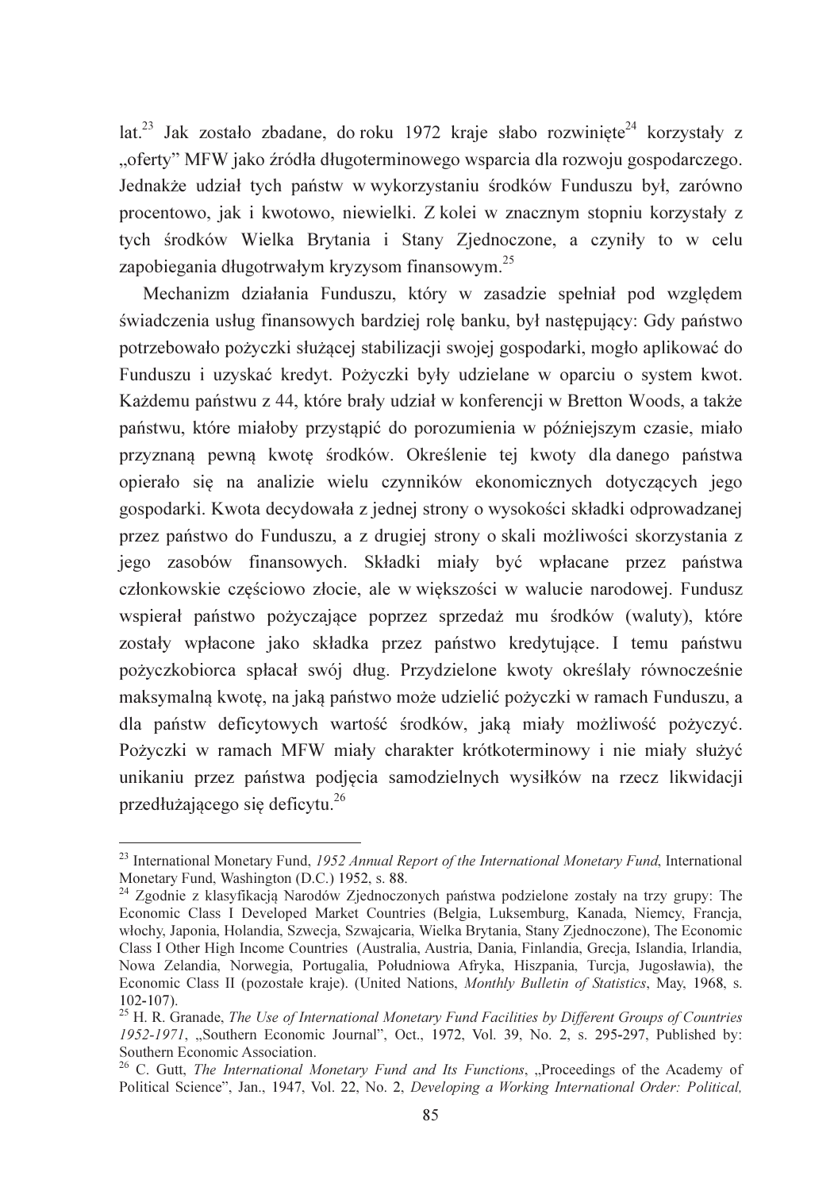lat.[23] Jak zostało zbadane, do roku 1972 kraje słabo rozwinięte[24] korzystały z „oferty” MFW jako źródła długoterminowego wsparcia dla rozwoju gospodarczego. Jednakże udział tych państw w wykorzystaniu środków Funduszu był, zarówno procentowo, jak i kwotowo, niewielki. Z kolei w znacznym stopniu korzystały z tych środków Wielka Brytania i Stany Zjednoczone, a czyniły to w celu zapobiegania długotrwałym kryzysom finansowym.[25]

Mechanizm działania Funduszu, który w zasadzie spełniał pod względem świadczenia usług finansowych bardziej rolę banku, był następujący: Gdy państwo potrzebowało pożyczki służącej stabilizacji swojej gospodarki, mogło aplikować do Funduszu i uzyskać kredyt. Pożyczki były udzielane w oparciu o system kwot. Każdemu państwu z 44, które brały udział w konferencji w Bretton Woods, a także państwu, które miałoby przystąpić do porozumienia w późniejszym czasie, miało przyznaną pewną kwotę środków. Określenie tej kwoty dla danego państwa opierało się na analizie wielu czynników ekonomicznych dotyczących jego gospodarki. Kwota decydowała z jednej strony o wysokości składki odprowadzanej przez państwo do Funduszu, a z drugiej strony o skali możliwości skorzystania z jego zasobów finansowych. Składki miały być wpłacane przez państwa członkowskie częściowo złocie, ale w większości w walucie narodowej. Fundusz wspierał państwo pożyczające poprzez sprzedaż mu środków (waluty), które zostały wpłacone jako składka przez państwo kredytujące. I temu państwu pożyczkobiorca spłacał swój dług. Przydzielone kwoty określały równocześnie maksymalną kwotę, na jaką państwo może udzielić pożyczki w ramach Funduszu, a dla państw deficytowych wartość środków, jaką miały możliwość pożyczyć. Pożyczki w ramach MFW miały charakter krótkoterminowy i nie miały służyć unikaniu przez państwa podjęcia samodzielnych wysiłków na rzecz likwidacji przedłużającego się deficytu.[26]

---

[23] International Monetary Fund, *1952 Annual Report of the International Monetary Fund*, International Monetary Fund, Washington (D.C.) 1952, s. 88.

[24] Zgodnie z klasyfikacją Narodów Zjednoczonych państwa podzielone zostały na trzy grupy: The Economic Class I Developed Market Countries (Belgia, Luksemburg, Kanada, Niemcy, Francja, włochy, Japonia, Holandia, Szwecja, Szwajcaria, Wielka Brytania, Stany Zjednoczone), The Economic Class I Other High Income Countries (Australia, Austria, Dania, Finlandia, Grecja, Islandia, Irlandia, Nowa Zelandia, Norwegia, Portugalia, Południowa Afryka, Hiszpania, Turcja, Jugosławia), the Economic Class II (pozostałe kraje). (United Nations, *Monthly Bulletin of Statistics*, May, 1968, s. 102-107).

[25] H. R. Granade, *The Use of International Monetary Fund Facilities by Different Groups of Countries 1952-1971*, „Southern Economic Journal”, Oct., 1972, Vol. 39, No. 2, s. 295-297, Published by: Southern Economic Association.

[26] C. Gutt, *The International Monetary Fund and Its Functions*, „Proceedings of the Academy of Political Science”, Jan., 1947, Vol. 22, No. 2, *Developing a Working International Order: Political,*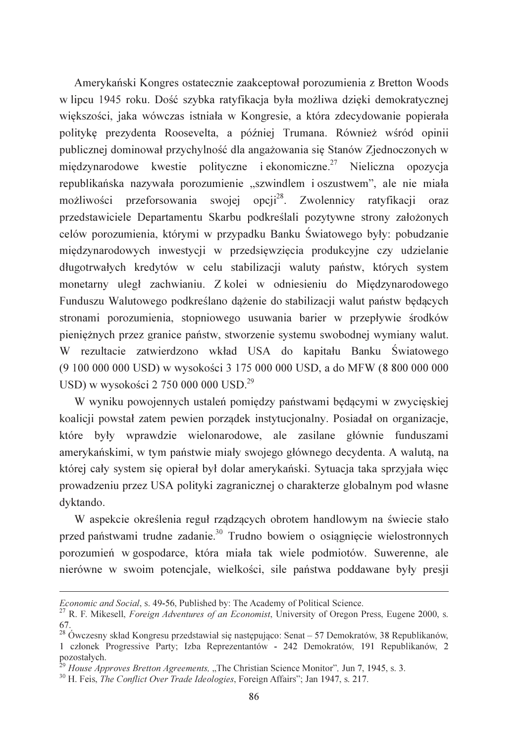Amerykański Kongres ostatecznie zaakceptował porozumienia z Bretton Woods w lipcu 1945 roku. Dość szybka ratyfikacja była możliwa dzięki demokratycznej większości, jaka wówczas istniała w Kongresie, a która zdecydowanie popierała politykę prezydenta Roosevelta, a później Trumana. Również wśród opinii publicznej dominował przychylność dla angażowania się Stanów Zjednoczonych w międzynarodowe kwestie polityczne i ekonomiczne.[27] Nieliczna opozycja republikańska nazywała porozumienie „szwindlem i oszustwem", ale nie miała możliwości przeforsowania swojej opcji[28]. Zwolennicy ratyfikacji oraz przedstawiciele Departamentu Skarbu podkreślali pozytywne strony założonych celów porozumienia, którymi w przypadku Banku Światowego były: pobudzanie międzynarodowych inwestycji w przedsięwzięcia produkcyjne czy udzielanie długotrwałych kredytów w celu stabilizacji waluty państw, których system monetarny uległ zachwianiu. Z kolei w odniesieniu do Międzynarodowego Funduszu Walutowego podkreślano dążenie do stabilizacji walut państw będących stronami porozumienia, stopniowego usuwania barier w przepływie środków pieniężnych przez granice państw, stworzenie systemu swobodnej wymiany walut. W rezultacie zatwierdzono wkład USA do kapitału Banku Światowego (9 100 000 000 USD) w wysokości 3 175 000 000 USD, a do MFW (8 800 000 000 USD) w wysokości 2 750 000 000 USD.[29]

W wyniku powojennych ustaleń pomiędzy państwami będącymi w zwycięskiej koalicji powstał zatem pewien porządek instytucjonalny. Posiadał on organizacje, które były wprawdzie wielonarodowe, ale zasilane głównie funduszami amerykańskimi, w tym państwie miały swojego głównego decydenta. A walutą, na której cały system się opierał był dolar amerykański. Sytuacja taka sprzyjała więc prowadzeniu przez USA polityki zagranicznej o charakterze globalnym pod własne dyktando.

W aspekcie określenia reguł rządzących obrotem handlowym na świecie stało przed państwami trudne zadanie.[30] Trudno bowiem o osiągnięcie wielostronnych porozumień w gospodarce, która miała tak wiele podmiotów. Suwerenne, ale nierówne w swoim potencjale, wielkości, sile państwa poddawane były presji

---

*Economic and Social*, s. 49-56, Published by: The Academy of Political Science.

[27] R. F. Mikesell, *Foreign Adventures of an Economist*, University of Oregon Press, Eugene 2000, s. 67.

[28] Ówczesny skład Kongresu przedstawiał się następująco: Senat – 57 Demokratów, 38 Republikanów, 1 członek Progressive Party; Izba Reprezentantów - 242 Demokratów, 191 Republikanów, 2 pozostałych.

[29] *House Approves Bretton Agreements,* „The Christian Science Monitor", Jun 7, 1945, s. 3.

[30] H. Feis, *The Conflict Over Trade Ideologies*, Foreign Affairs"; Jan 1947, s. 217.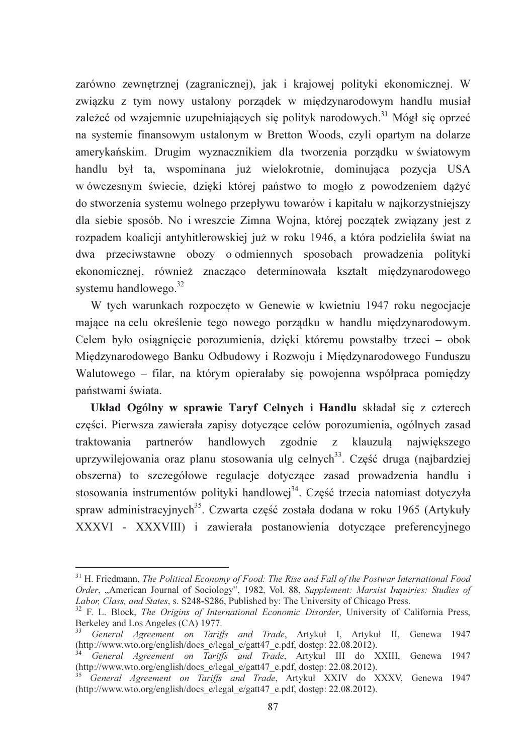zarówno zewnętrznej (zagranicznej), jak i krajowej polityki ekonomicznej. W związku z tym nowy ustalony porządek w międzynarodowym handlu musiał zależeć od wzajemnie uzupełniających się polityk narodowych.[31] Mógł się oprzeć na systemie finansowym ustalonym w Bretton Woods, czyli opartym na dolarze amerykańskim. Drugim wyznacznikiem dla tworzenia porządku w światowym handlu był ta, wspominana już wielokrotnie, dominująca pozycja USA w ówczesnym świecie, dzięki której państwo to mogło z powodzeniem dążyć do stworzenia systemu wolnego przepływu towarów i kapitału w najkorzystniejszy dla siebie sposób. No i wreszcie Zimna Wojna, której początek związany jest z rozpadem koalicji antyhitlerowskiej już w roku 1946, a która podzieliła świat na dwa przeciwstawne obozy o odmiennych sposobach prowadzenia polityki ekonomicznej, również znacząco determinowała kształt międzynarodowego systemu handlowego.[32]

W tych warunkach rozpoczęto w Genewie w kwietniu 1947 roku negocjacje mające na celu określenie tego nowego porządku w handlu międzynarodowym. Celem było osiągnięcie porozumienia, dzięki któremu powstałby trzeci – obok Międzynarodowego Banku Odbudowy i Rozwoju i Międzynarodowego Funduszu Walutowego – filar, na którym opierałaby się powojenna współpraca pomiędzy państwami świata.

**Układ Ogólny w sprawie Taryf Celnych i Handlu** składał się z czterech części. Pierwsza zawierała zapisy dotyczące celów porozumienia, ogólnych zasad traktowania partnerów handlowych zgodnie z klauzulą największego uprzywilejowania oraz planu stosowania ulg celnych[33]. Część druga (najbardziej obszerna) to szczegółowe regulacje dotyczące zasad prowadzenia handlu i stosowania instrumentów polityki handlowej[34]. Część trzecia natomiast dotyczyła spraw administracyjnych[35]. Czwarta część została dodana w roku 1965 (Artykuły XXXVI - XXXVIII) i zawierała postanowienia dotyczące preferencyjnego

---

[31] H. Friedmann, *The Political Economy of Food: The Rise and Fall of the Postwar International Food Order*, „American Journal of Sociology", 1982, Vol. 88, *Supplement: Marxist Inquiries: Studies of Labor, Class, and States*, s. S248-S286, Published by: The University of Chicago Press.

[32] F. L. Block, *The Origins of International Economic Disorder*, University of California Press, Berkeley and Los Angeles (CA) 1977.

[33] *General Agreement on Tariffs and Trade*, Artykuł I, Artykuł II, Genewa 1947 (http://www.wto.org/english/docs_e/legal_e/gatt47_e.pdf, dostęp: 22.08.2012).

[34] *General Agreement on Tariffs and Trade*, Artykuł III do XXIII, Genewa 1947 (http://www.wto.org/english/docs_e/legal_e/gatt47_e.pdf, dostęp: 22.08.2012).

[35] *General Agreement on Tariffs and Trade*, Artykuł XXIV do XXXV, Genewa 1947 (http://www.wto.org/english/docs_e/legal_e/gatt47_e.pdf, dostęp: 22.08.2012).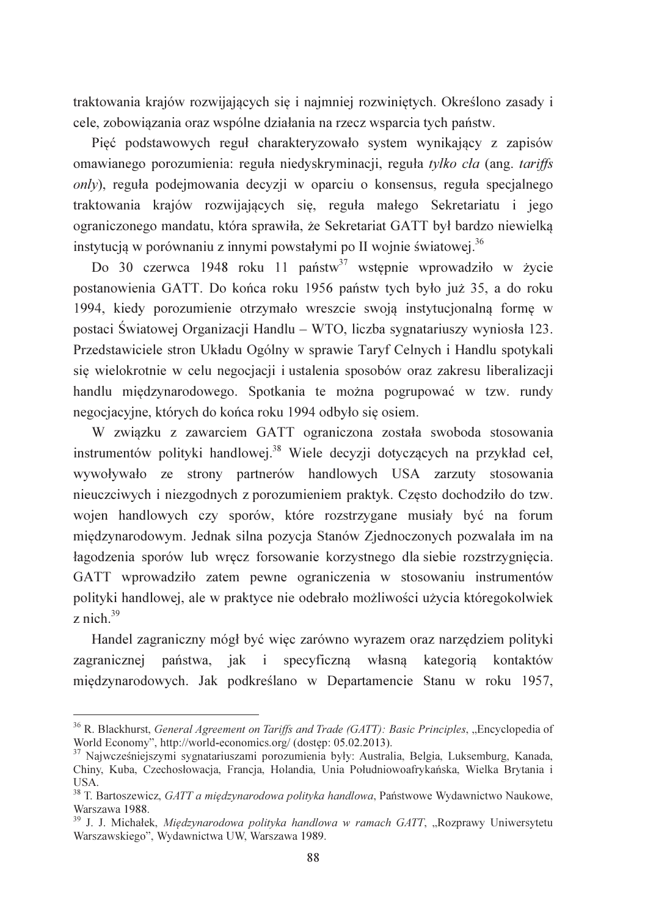traktowania krajów rozwijających się i najmniej rozwiniętych. Określono zasady i cele, zobowiązania oraz wspólne działania na rzecz wsparcia tych państw.

Pięć podstawowych reguł charakteryzowało system wynikający z zapisów omawianego porozumienia: reguła niedyskryminacji, reguła *tylko cła* (ang. *tariffs only*), reguła podejmowania decyzji w oparciu o konsensus, reguła specjalnego traktowania krajów rozwijających się, reguła małego Sekretariatu i jego ograniczonego mandatu, która sprawiła, że Sekretariat GATT był bardzo niewielką instytucją w porównaniu z innymi powstałymi po II wojnie światowej.[36]

Do 30 czerwca 1948 roku 11 państw[37] wstępnie wprowadziło w życie postanowienia GATT. Do końca roku 1956 państw tych było już 35, a do roku 1994, kiedy porozumienie otrzymało wreszcie swoją instytucjonalną formę w postaci Światowej Organizacji Handlu – WTO, liczba sygnatariuszy wyniosła 123. Przedstawiciele stron Układu Ogólny w sprawie Taryf Celnych i Handlu spotykali się wielokrotnie w celu negocjacji i ustalenia sposobów oraz zakresu liberalizacji handlu międzynarodowego. Spotkania te można pogrupować w tzw. rundy negocjacyjne, których do końca roku 1994 odbyło się osiem.

W związku z zawarciem GATT ograniczona została swoboda stosowania instrumentów polityki handlowej.[38] Wiele decyzji dotyczących na przykład ceł, wywoływało ze strony partnerów handlowych USA zarzuty stosowania nieuczciwych i niezgodnych z porozumieniem praktyk. Często dochodziło do tzw. wojen handlowych czy sporów, które rozstrzygane musiały być na forum międzynarodowym. Jednak silna pozycja Stanów Zjednoczonych pozwalała im na łagodzenia sporów lub wręcz forsowanie korzystnego dla siebie rozstrzygnięcia. GATT wprowadziło zatem pewne ograniczenia w stosowaniu instrumentów polityki handlowej, ale w praktyce nie odebrało możliwości użycia któregokolwiek z nich.[39]

Handel zagraniczny mógł być więc zarówno wyrazem oraz narzędziem polityki zagranicznej państwa, jak i specyficzną własną kategorią kontaktów międzynarodowych. Jak podkreślano w Departamencie Stanu w roku 1957,

---

[36] R. Blackhurst, *General Agreement on Tariffs and Trade (GATT): Basic Principles*, „Encyclopedia of World Economy", http://world-economics.org/ (dostęp: 05.02.2013).

[37] Najwcześniejszymi sygnatariuszami porozumienia były: Australia, Belgia, Luksemburg, Kanada, Chiny, Kuba, Czechosłowacja, Francja, Holandia, Unia Południowoafrykańska, Wielka Brytania i USA.

[38] T. Bartoszewicz, *GATT a międzynarodowa polityka handlowa*, Państwowe Wydawnictwo Naukowe, Warszawa 1988.

[39] J. J. Michałek, *Międzynarodowa polityka handlowa w ramach GATT*, „Rozprawy Uniwersytetu Warszawskiego", Wydawnictwa UW, Warszawa 1989.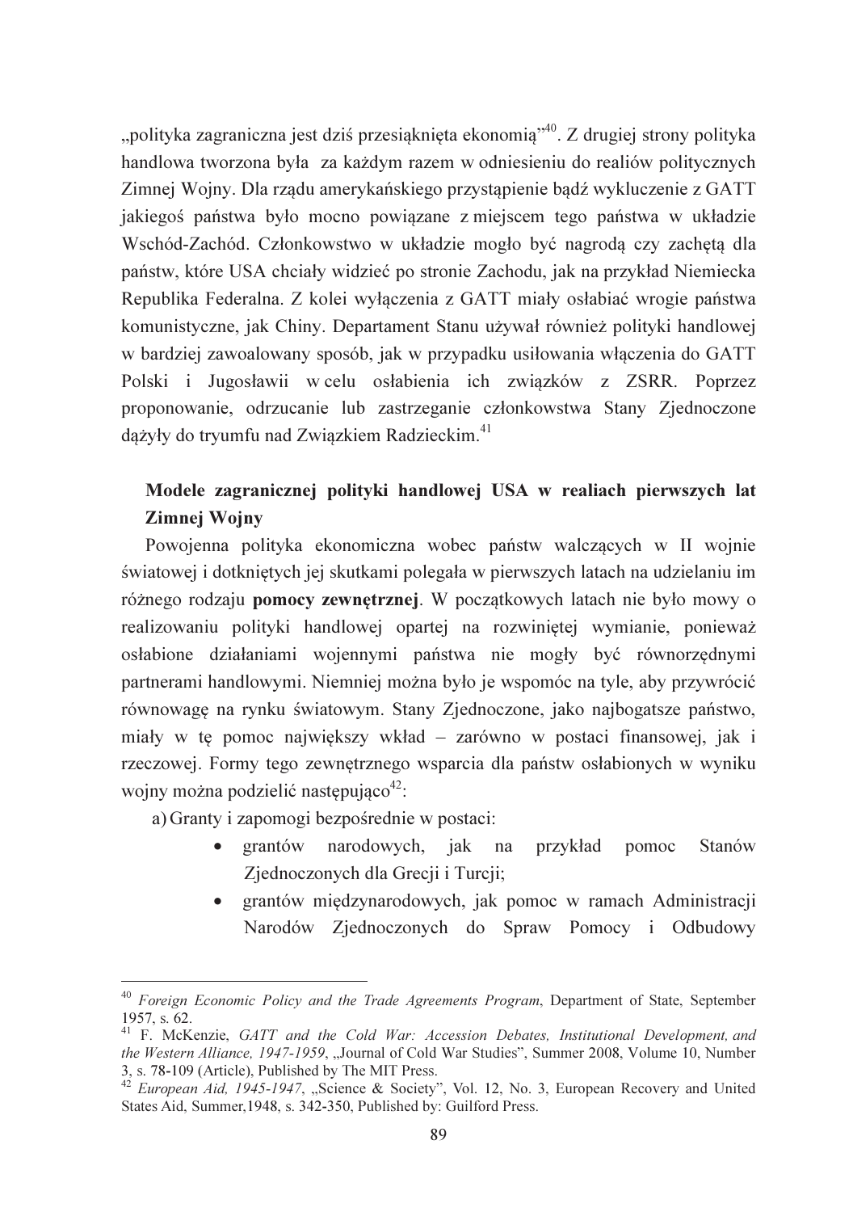„polityka zagraniczna jest dziś przesiąknięta ekonomią"[40]. Z drugiej strony polityka handlowa tworzona była za każdym razem w odniesieniu do realiów politycznych Zimnej Wojny. Dla rządu amerykańskiego przystąpienie bądź wykluczenie z GATT jakiegoś państwa było mocno powiązane z miejscem tego państwa w układzie Wschód-Zachód. Członkowstwo w układzie mogło być nagrodą czy zachętą dla państw, które USA chciały widzieć po stronie Zachodu, jak na przykład Niemiecka Republika Federalna. Z kolei wyłączenia z GATT miały osłabiać wrogie państwa komunistyczne, jak Chiny. Departament Stanu używał również polityki handlowej w bardziej zawoalowany sposób, jak w przypadku usiłowania włączenia do GATT Polski i Jugosławii w celu osłabienia ich związków z ZSRR. Poprzez proponowanie, odrzucanie lub zastrzeganie członkowstwa Stany Zjednoczone dążyły do tryumfu nad Związkiem Radzieckim.[41]

### Modele zagranicznej polityki handlowej USA w realiach pierwszych lat Zimnej Wojny

Powojenna polityka ekonomiczna wobec państw walczących w II wojnie światowej i dotkniętych jej skutkami polegała w pierwszych latach na udzielaniu im różnego rodzaju **pomocy zewnętrznej**. W początkowych latach nie było mowy o realizowaniu polityki handlowej opartej na rozwiniętej wymianie, ponieważ osłabione działaniami wojennymi państwa nie mogły być równorzędnymi partnerami handlowymi. Niemniej można było je wspomóc na tyle, aby przywrócić równowagę na rynku światowym. Stany Zjednoczone, jako najbogatsze państwo, miały w tę pomoc największy wkład – zarówno w postaci finansowej, jak i rzeczowej. Formy tego zewnętrznego wsparcia dla państw osłabionych w wyniku wojny można podzielić następująco[42]:

a) Granty i zapomogi bezpośrednie w postaci:
   - grantów narodowych, jak na przykład pomoc Stanów Zjednoczonych dla Grecji i Turcji;
   - grantów międzynarodowych, jak pomoc w ramach Administracji Narodów Zjednoczonych do Spraw Pomocy i Odbudowy

---

[40] *Foreign Economic Policy and the Trade Agreements Program*, Department of State, September 1957, s. 62.

[41] F. McKenzie, *GATT and the Cold War: Accession Debates, Institutional Development, and the Western Alliance, 1947-1959*, „Journal of Cold War Studies", Summer 2008, Volume 10, Number 3, s. 78-109 (Article), Published by The MIT Press.

[42] *European Aid, 1945-1947*, „Science & Society", Vol. 12, No. 3, European Recovery and United States Aid, Summer,1948, s. 342-350, Published by: Guilford Press.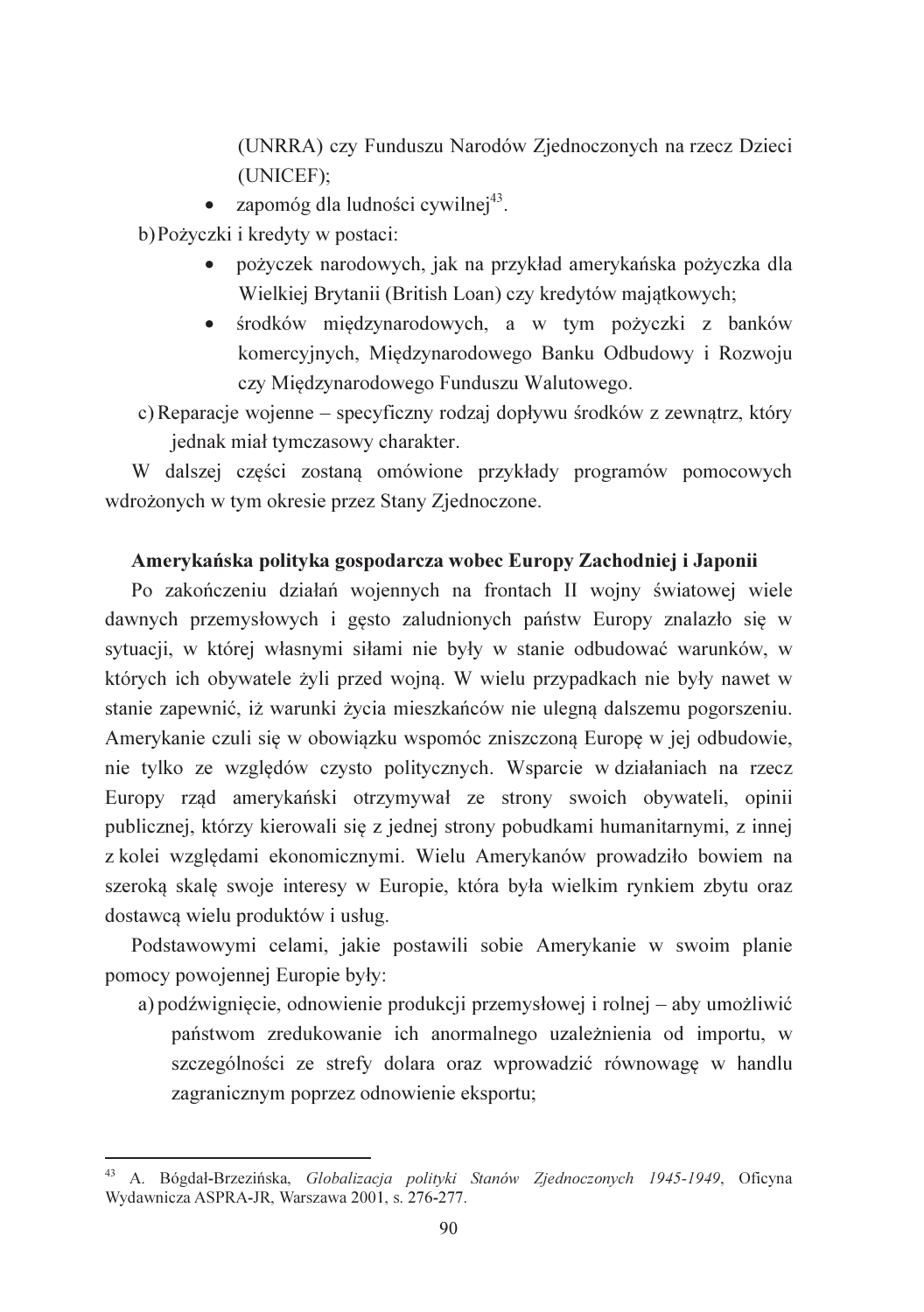(UNRRA) czy Funduszu Narodów Zjednoczonych na rzecz Dzieci (UNICEF);

- zapomóg dla ludności cywilnej[43].

b) Pożyczki i kredyty w postaci:

- pożyczek narodowych, jak na przykład amerykańska pożyczka dla Wielkiej Brytanii (British Loan) czy kredytów majątkowych;
- środków międzynarodowych, a w tym pożyczki z banków komercyjnych, Międzynarodowego Banku Odbudowy i Rozwoju czy Międzynarodowego Funduszu Walutowego.

c) Reparacje wojenne – specyficzny rodzaj dopływu środków z zewnątrz, który jednak miał tymczasowy charakter.

W dalszej części zostaną omówione przykłady programów pomocowych wdrożonych w tym okresie przez Stany Zjednoczone.

**Amerykańska polityka gospodarcza wobec Europy Zachodniej i Japonii**

Po zakończeniu działań wojennych na frontach II wojny światowej wiele dawnych przemysłowych i gęsto zaludnionych państw Europy znalazło się w sytuacji, w której własnymi siłami nie były w stanie odbudować warunków, w których ich obywatele żyli przed wojną. W wielu przypadkach nie były nawet w stanie zapewnić, iż warunki życia mieszkańców nie ulegną dalszemu pogorszeniu. Amerykanie czuli się w obowiązku wspomóc zniszczoną Europę w jej odbudowie, nie tylko ze względów czysto politycznych. Wsparcie w działaniach na rzecz Europy rząd amerykański otrzymywał ze strony swoich obywateli, opinii publicznej, którzy kierowali się z jednej strony pobudkami humanitarnymi, z innej z kolei względami ekonomicznymi. Wielu Amerykanów prowadziło bowiem na szeroką skalę swoje interesy w Europie, która była wielkim rynkiem zbytu oraz dostawcą wielu produktów i usług.

Podstawowymi celami, jakie postawili sobie Amerykanie w swoim planie pomocy powojennej Europie były:

a) podźwignięcie, odnowienie produkcji przemysłowej i rolnej – aby umożliwić państwom zredukowanie ich anormalnego uzależnienia od importu, w szczególności ze strefy dolara oraz wprowadzić równowagę w handlu zagranicznym poprzez odnowienie eksportu;

---

[43] A. Bógdał-Brzezińska, *Globalizacja polityki Stanów Zjednoczonych 1945-1949*, Oficyna Wydawnicza ASPRA-JR, Warszawa 2001, s. 276-277.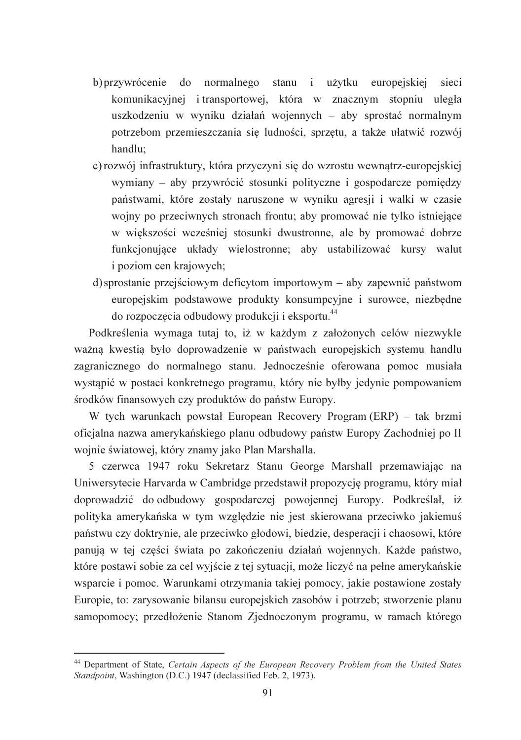b) przywrócenie do normalnego stanu i użytku europejskiej sieci komunikacyjnej i transportowej, która w znacznym stopniu uległa uszkodzeniu w wyniku działań wojennych – aby sprostać normalnym potrzebom przemieszczania się ludności, sprzętu, a także ułatwić rozwój handlu;

c) rozwój infrastruktury, która przyczyni się do wzrostu wewnątrz-europejskiej wymiany – aby przywrócić stosunki polityczne i gospodarcze pomiędzy państwami, które zostały naruszone w wyniku agresji i walki w czasie wojny po przeciwnych stronach frontu; aby promować nie tylko istniejące w większości wcześniej stosunki dwustronne, ale by promować dobrze funkcjonujące układy wielostronne; aby ustabilizować kursy walut i poziom cen krajowych;

d) sprostanie przejściowym deficytom importowym – aby zapewnić państwom europejskim podstawowe produkty konsumpcyjne i surowce, niezbędne do rozpoczęcia odbudowy produkcji i eksportu.[44]

Podkreślenia wymaga tutaj to, iż w każdym z założonych celów niezwykle ważną kwestią było doprowadzenie w państwach europejskich systemu handlu zagranicznego do normalnego stanu. Jednocześnie oferowana pomoc musiała wystąpić w postaci konkretnego programu, który nie byłby jedynie pompowaniem środków finansowych czy produktów do państw Europy.

W tych warunkach powstał European Recovery Program (ERP) – tak brzmi oficjalna nazwa amerykańskiego planu odbudowy państw Europy Zachodniej po II wojnie światowej, który znamy jako Plan Marshalla.

5 czerwca 1947 roku Sekretarz Stanu George Marshall przemawiając na Uniwersytecie Harvarda w Cambridge przedstawił propozycję programu, który miał doprowadzić do odbudowy gospodarczej powojennej Europy. Podkreślał, iż polityka amerykańska w tym względzie nie jest skierowana przeciwko jakiemuś państwu czy doktrynie, ale przeciwko głodowi, biedzie, desperacji i chaosowi, które panują w tej części świata po zakończeniu działań wojennych. Każde państwo, które postawi sobie za cel wyjście z tej sytuacji, może liczyć na pełne amerykańskie wsparcie i pomoc. Warunkami otrzymania takiej pomocy, jakie postawione zostały Europie, to: zarysowanie bilansu europejskich zasobów i potrzeb; stworzenie planu samopomocy; przedłożenie Stanom Zjednoczonym programu, w ramach którego

---

[44] Department of State, *Certain Aspects of the European Recovery Problem from the United States Standpoint*, Washington (D.C.) 1947 (declassified Feb. 2, 1973).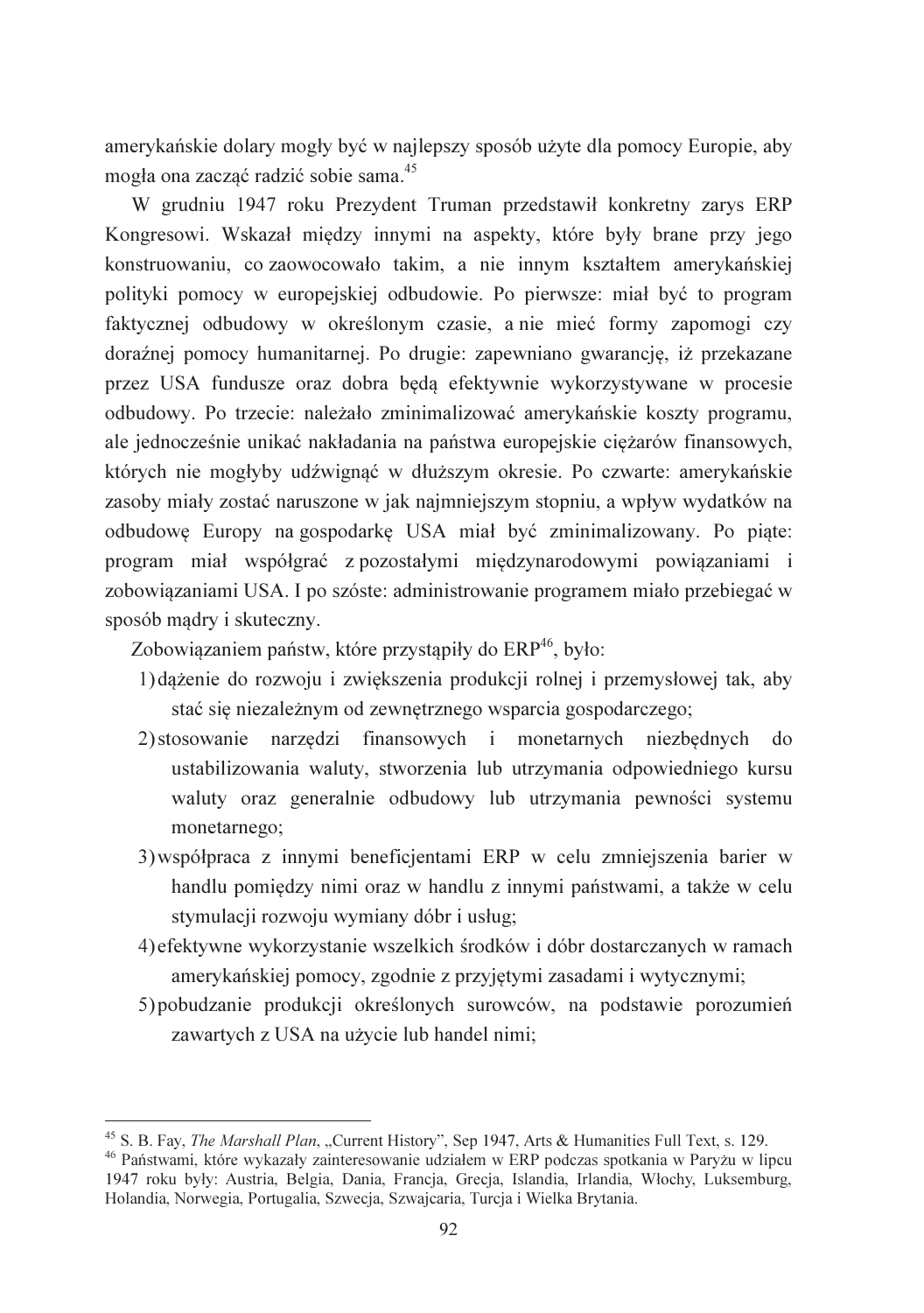amerykańskie dolary mogły być w najlepszy sposób użyte dla pomocy Europie, aby mogła ona zacząć radzić sobie sama.[45]

W grudniu 1947 roku Prezydent Truman przedstawił konkretny zarys ERP Kongresowi. Wskazał między innymi na aspekty, które były brane przy jego konstruowaniu, co zaowocowało takim, a nie innym kształtem amerykańskiej polityki pomocy w europejskiej odbudowie. Po pierwsze: miał być to program faktycznej odbudowy w określonym czasie, a nie mieć formy zapomogi czy doraźnej pomocy humanitarnej. Po drugie: zapewniano gwarancję, iż przekazane przez USA fundusze oraz dobra będą efektywnie wykorzystywane w procesie odbudowy. Po trzecie: należało zminimalizować amerykańskie koszty programu, ale jednocześnie unikać nakładania na państwa europejskie ciężarów finansowych, których nie mogłyby udźwignąć w dłuższym okresie. Po czwarte: amerykańskie zasoby miały zostać naruszone w jak najmniejszym stopniu, a wpływ wydatków na odbudowę Europy na gospodarkę USA miał być zminimalizowany. Po piąte: program miał współgrać z pozostałymi międzynarodowymi powiązaniami i zobowiązaniami USA. I po szóste: administrowanie programem miało przebiegać w sposób mądry i skuteczny.

Zobowiązaniem państw, które przystąpiły do ERP[46], było:

1) dążenie do rozwoju i zwiększenia produkcji rolnej i przemysłowej tak, aby stać się niezależnym od zewnętrznego wsparcia gospodarczego;
2) stosowanie narzędzi finansowych i monetarnych niezbędnych do ustabilizowania waluty, stworzenia lub utrzymania odpowiedniego kursu waluty oraz generalnie odbudowy lub utrzymania pewności systemu monetarnego;
3) współpraca z innymi beneficjentami ERP w celu zmniejszenia barier w handlu pomiędzy nimi oraz w handlu z innymi państwami, a także w celu stymulacji rozwoju wymiany dóbr i usług;
4) efektywne wykorzystanie wszelkich środków i dóbr dostarczanych w ramach amerykańskiej pomocy, zgodnie z przyjętymi zasadami i wytycznymi;
5) pobudzanie produkcji określonych surowców, na podstawie porozumień zawartych z USA na użycie lub handel nimi;

---

[45] S. B. Fay, *The Marshall Plan*, „Current History", Sep 1947, Arts & Humanities Full Text, s. 129.

[46] Państwami, które wykazały zainteresowanie udziałem w ERP podczas spotkania w Paryżu w lipcu 1947 roku były: Austria, Belgia, Dania, Francja, Grecja, Islandia, Irlandia, Włochy, Luksemburg, Holandia, Norwegia, Portugalia, Szwecja, Szwajcaria, Turcja i Wielka Brytania.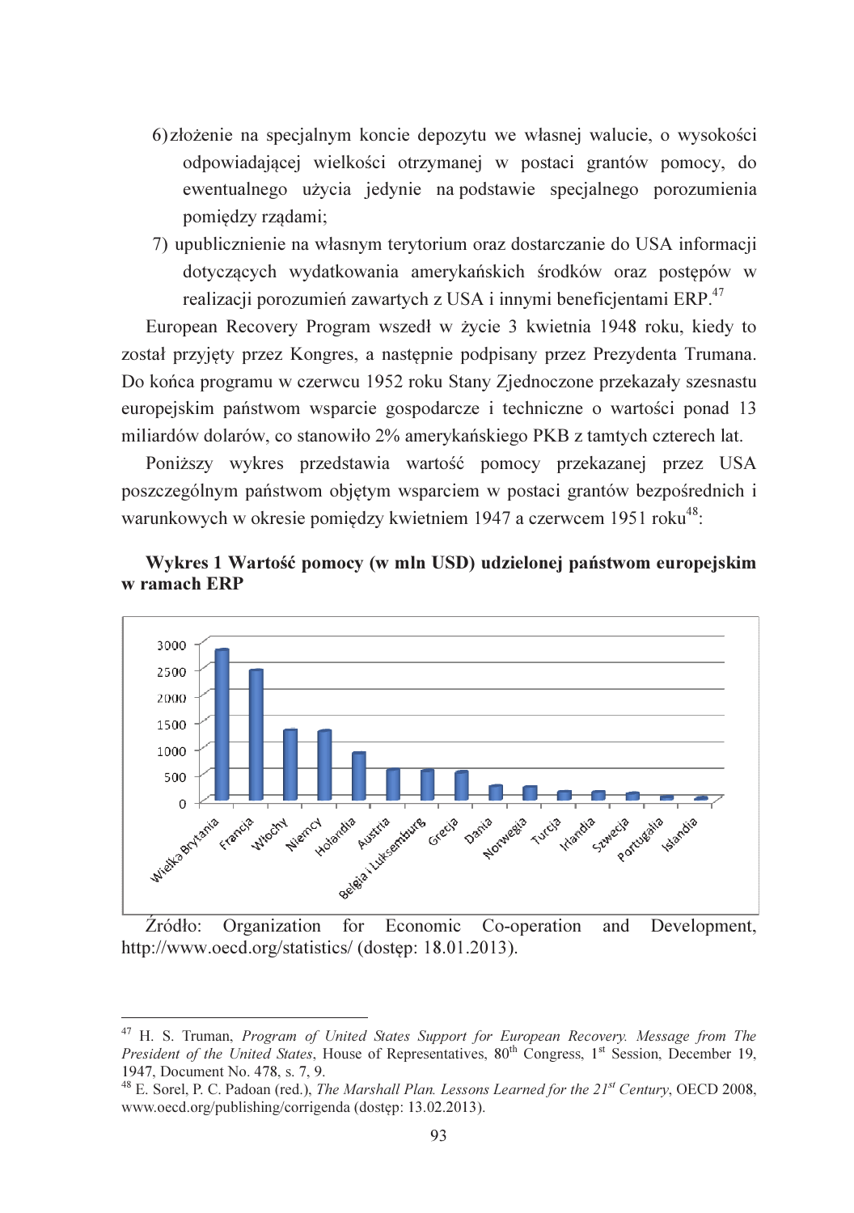6) złożenie na specjalnym koncie depozytu we własnej walucie, o wysokości odpowiadającej wielkości otrzymanej w postaci grantów pomocy, do ewentualnego użycia jedynie na podstawie specjalnego porozumienia pomiędzy rządami;

7) upublicznienie na własnym terytorium oraz dostarczanie do USA informacji dotyczących wydatkowania amerykańskich środków oraz postępów w realizacji porozumień zawartych z USA i innymi beneficjentami ERP.[47]

European Recovery Program wszedł w życie 3 kwietnia 1948 roku, kiedy to został przyjęty przez Kongres, a następnie podpisany przez Prezydenta Trumana. Do końca programu w czerwcu 1952 roku Stany Zjednoczone przekazały szesnastu europejskim państwom wsparcie gospodarcze i techniczne o wartości ponad 13 miliardów dolarów, co stanowiło 2% amerykańskiego PKB z tamtych czterech lat.

Poniższy wykres przedstawia wartość pomocy przekazanej przez USA poszczególnym państwom objętym wsparciem w postaci grantów bezpośrednich i warunkowych w okresie pomiędzy kwietniem 1947 a czerwcem 1951 roku[48]:

**Wykres 1 Wartość pomocy (w mln USD) udzielonej państwom europejskim w ramach ERP**

Źródło: Organization for Economic Co-operation and Development, http://www.oecd.org/statistics/ (dostęp: 18.01.2013).

---

[47] H. S. Truman, *Program of United States Support for European Recovery. Message from The President of the United States*, House of Representatives, 80th Congress, 1st Session, December 19, 1947, Document No. 478, s. 7, 9.

[48] E. Sorel, P. C. Padoan (red.), *The Marshall Plan. Lessons Learned for the 21st Century*, OECD 2008, www.oecd.org/publishing/corrigenda (dostęp: 13.02.2013).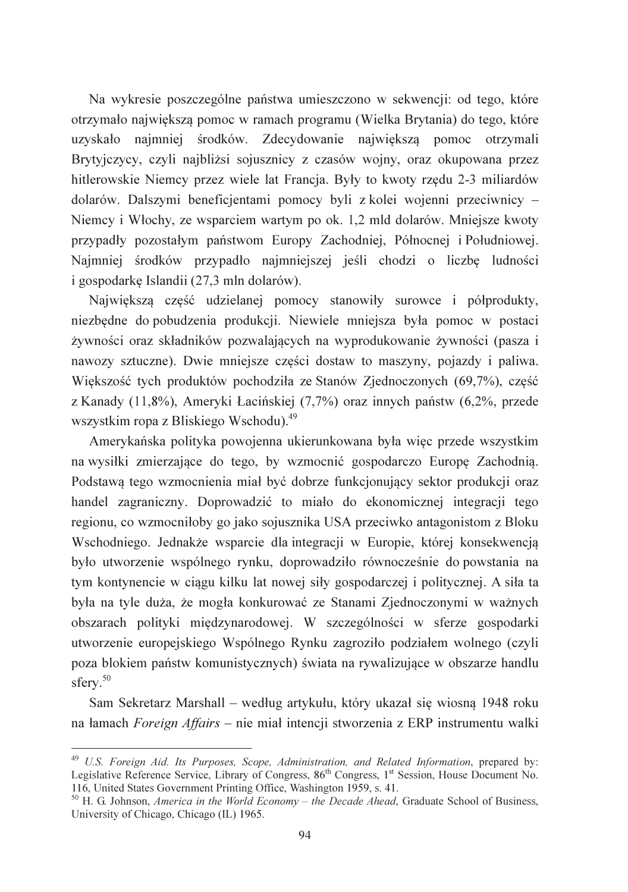Na wykresie poszczególne państwa umieszczono w sekwencji: od tego, które otrzymało największą pomoc w ramach programu (Wielka Brytania) do tego, które uzyskało najmniej środków. Zdecydowanie największą pomoc otrzymali Brytyjczycy, czyli najbliżsi sojusznicy z czasów wojny, oraz okupowana przez hitlerowskie Niemcy przez wiele lat Francja. Były to kwoty rzędu 2-3 miliardów dolarów. Dalszymi beneficjentami pomocy byli z kolei wojenni przeciwnicy – Niemcy i Włochy, ze wsparciem wartym po ok. 1,2 mld dolarów. Mniejsze kwoty przypadły pozostałym państwom Europy Zachodniej, Północnej i Południowej. Najmniej środków przypadło najmniejszej jeśli chodzi o liczbę ludności i gospodarkę Islandii (27,3 mln dolarów).

Największą część udzielanej pomocy stanowiły surowce i półprodukty, niezbędne do pobudzenia produkcji. Niewiele mniejsza była pomoc w postaci żywności oraz składników pozwalających na wyprodukowanie żywności (pasza i nawozy sztuczne). Dwie mniejsze części dostaw to maszyny, pojazdy i paliwa. Większość tych produktów pochodziła ze Stanów Zjednoczonych (69,7%), część z Kanady (11,8%), Ameryki Łacińskiej (7,7%) oraz innych państw (6,2%, przede wszystkim ropa z Bliskiego Wschodu).[49]

Amerykańska polityka powojenna ukierunkowana była więc przede wszystkim na wysiłki zmierzające do tego, by wzmocnić gospodarczo Europę Zachodnią. Podstawą tego wzmocnienia miał być dobrze funkcjonujący sektor produkcji oraz handel zagraniczny. Doprowadzić to miało do ekonomicznej integracji tego regionu, co wzmocniłoby go jako sojusznika USA przeciwko antagonistom z Bloku Wschodniego. Jednakże wsparcie dla integracji w Europie, której konsekwencją było utworzenie wspólnego rynku, doprowadziło równocześnie do powstania na tym kontynencie w ciągu kilku lat nowej siły gospodarczej i politycznej. A siła ta była na tyle duża, że mogła konkurować ze Stanami Zjednoczonymi w ważnych obszarach polityki międzynarodowej. W szczególności w sferze gospodarki utworzenie europejskiego Wspólnego Rynku zagroziło podziałem wolnego (czyli poza blokiem państw komunistycznych) świata na rywalizujące w obszarze handlu sfery.[50]

Sam Sekretarz Marshall – według artykułu, który ukazał się wiosną 1948 roku na łamach *Foreign Affairs* – nie miał intencji stworzenia z ERP instrumentu walki

---

[49] *U.S. Foreign Aid. Its Purposes, Scope, Administration, and Related Information*, prepared by: Legislative Reference Service, Library of Congress, 86th Congress, 1st Session, House Document No. 116, United States Government Printing Office, Washington 1959, s. 41.

[50] H. G. Johnson, *America in the World Economy – the Decade Ahead*, Graduate School of Business, University of Chicago, Chicago (IL) 1965.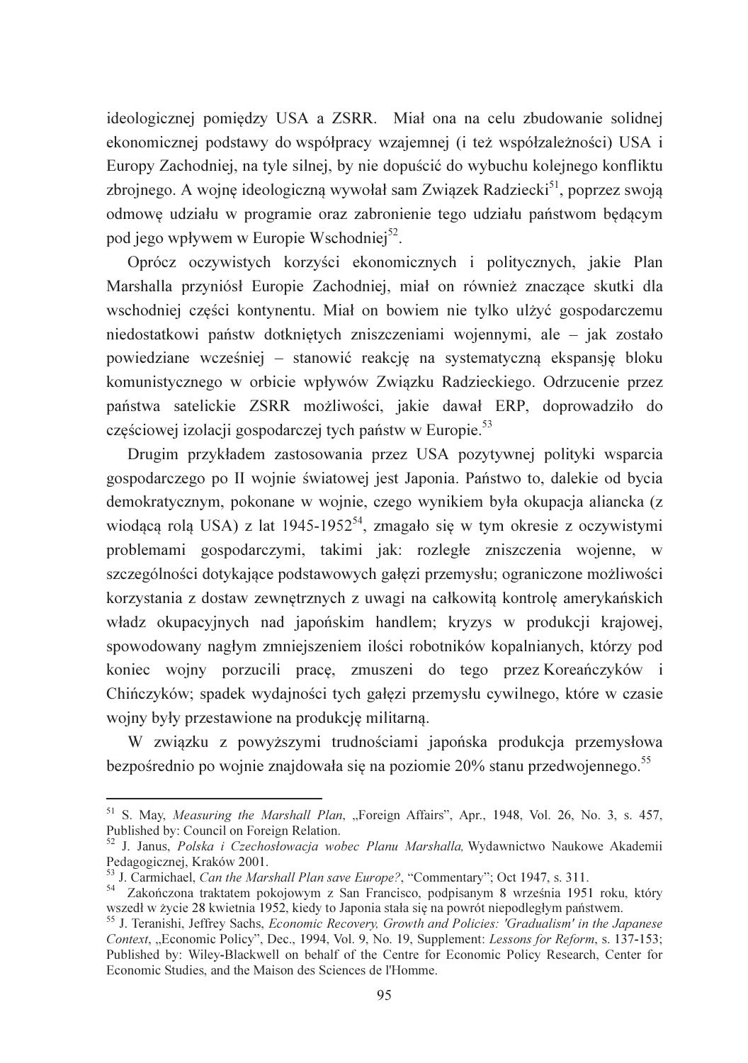ideologicznej pomiędzy USA a ZSRR. Miał ona na celu zbudowanie solidnej ekonomicznej podstawy do współpracy wzajemnej (i też współzależności) USA i Europy Zachodniej, na tyle silnej, by nie dopuścić do wybuchu kolejnego konfliktu zbrojnego. A wojnę ideologiczną wywołał sam Związek Radziecki[51], poprzez swoją odmowę udziału w programie oraz zabronienie tego udziału państwom będącym pod jego wpływem w Europie Wschodniej[52].

Oprócz oczywistych korzyści ekonomicznych i politycznych, jakie Plan Marshalla przyniósł Europie Zachodniej, miał on również znaczące skutki dla wschodniej części kontynentu. Miał on bowiem nie tylko ulżyć gospodarczemu niedostatkowi państw dotkniętych zniszczeniami wojennymi, ale – jak zostało powiedziane wcześniej – stanowić reakcję na systematyczną ekspansję bloku komunistycznego w orbicie wpływów Związku Radzieckiego. Odrzucenie przez państwa satelickie ZSRR możliwości, jakie dawał ERP, doprowadziło do częściowej izolacji gospodarczej tych państw w Europie.[53]

Drugim przykładem zastosowania przez USA pozytywnej polityki wsparcia gospodarczego po II wojnie światowej jest Japonia. Państwo to, dalekie od bycia demokratycznym, pokonane w wojnie, czego wynikiem była okupacja aliancka (z wiodącą rolą USA) z lat 1945-1952[54], zmagało się w tym okresie z oczywistymi problemami gospodarczymi, takimi jak: rozległe zniszczenia wojenne, w szczególności dotykające podstawowych gałęzi przemysłu; ograniczone możliwości korzystania z dostaw zewnętrznych z uwagi na całkowitą kontrolę amerykańskich władz okupacyjnych nad japońskim handlem; kryzys w produkcji krajowej, spowodowany nagłym zmniejszeniem ilości robotników kopalnianych, którzy pod koniec wojny porzucili pracę, zmuszeni do tego przez Koreańczyków i Chińczyków; spadek wydajności tych gałęzi przemysłu cywilnego, które w czasie wojny były przestawione na produkcję militarną.

W związku z powyższymi trudnościami japońska produkcja przemysłowa bezpośrednio po wojnie znajdowała się na poziomie 20% stanu przedwojennego.[55]

---

[51] S. May, *Measuring the Marshall Plan*, „Foreign Affairs", Apr., 1948, Vol. 26, No. 3, s. 457, Published by: Council on Foreign Relation.

[52] J. Janus, *Polska i Czechosłowacja wobec Planu Marshalla,* Wydawnictwo Naukowe Akademii Pedagogicznej, Kraków 2001.

[53] J. Carmichael, *Can the Marshall Plan save Europe?*, "Commentary"; Oct 1947, s. 311.

[54] Zakończona traktatem pokojowym z San Francisco, podpisanym 8 września 1951 roku, który wszedł w życie 28 kwietnia 1952, kiedy to Japonia stała się na powrót niepodległym państwem.

[55] J. Teranishi, Jeffrey Sachs, *Economic Recovery, Growth and Policies: 'Gradualism' in the Japanese Context*, „Economic Policy", Dec., 1994, Vol. 9, No. 19, Supplement: *Lessons for Reform*, s. 137-153; Published by: Wiley-Blackwell on behalf of the Centre for Economic Policy Research, Center for Economic Studies, and the Maison des Sciences de l'Homme.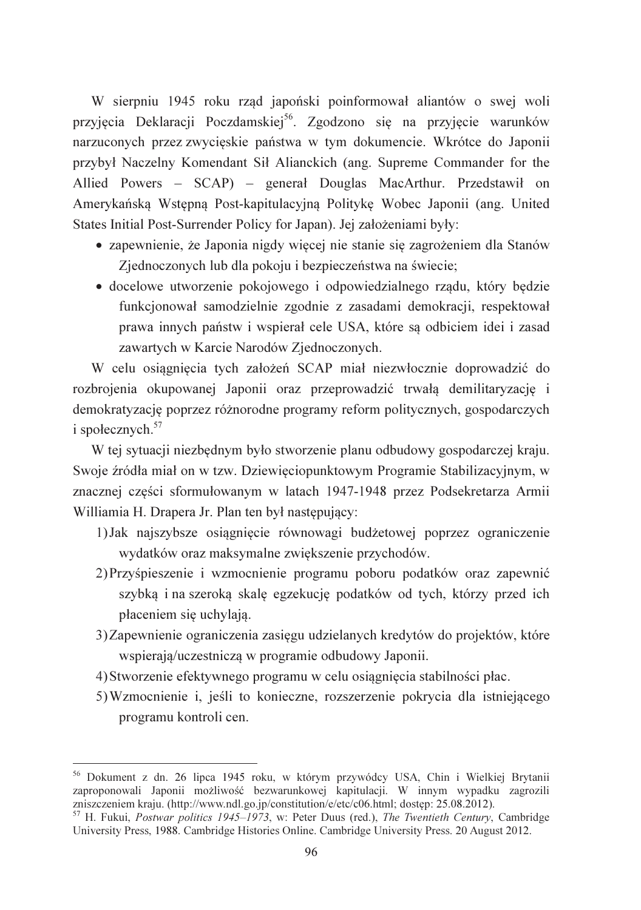W sierpniu 1945 roku rząd japoński poinformował aliantów o swej woli przyjęcia Deklaracji Poczdamskiej[56]. Zgodzono się na przyjęcie warunków narzuconych przez zwycięskie państwa w tym dokumencie. Wkrótce do Japonii przybył Naczelny Komendant Sił Alianckich (ang. Supreme Commander for the Allied Powers – SCAP) – generał Douglas MacArthur. Przedstawił on Amerykańską Wstępną Post-kapitulacyjną Politykę Wobec Japonii (ang. United States Initial Post-Surrender Policy for Japan). Jej założeniami były:

- zapewnienie, że Japonia nigdy więcej nie stanie się zagrożeniem dla Stanów Zjednoczonych lub dla pokoju i bezpieczeństwa na świecie;
- docelowe utworzenie pokojowego i odpowiedzialnego rządu, który będzie funkcjonował samodzielnie zgodnie z zasadami demokracji, respektował prawa innych państw i wspierał cele USA, które są odbiciem idei i zasad zawartych w Karcie Narodów Zjednoczonych.

W celu osiągnięcia tych założeń SCAP miał niezwłocznie doprowadzić do rozbrojenia okupowanej Japonii oraz przeprowadzić trwałą demilitaryzację i demokratyzację poprzez różnorodne programy reform politycznych, gospodarczych i społecznych.[57]

W tej sytuacji niezbędnym było stworzenie planu odbudowy gospodarczej kraju. Swoje źródła miał on w tzw. Dziewięciopunktowym Programie Stabilizacyjnym, w znacznej części sformułowanym w latach 1947-1948 przez Podsekretarza Armii Williama H. Drapera Jr. Plan ten był następujący:

1) Jak najszybsze osiągnięcie równowagi budżetowej poprzez ograniczenie wydatków oraz maksymalne zwiększenie przychodów.
2) Przyśpieszenie i wzmocnienie programu poboru podatków oraz zapewnić szybką i na szeroką skalę egzekucję podatków od tych, którzy przed ich płaceniem się uchylają.
3) Zapewnienie ograniczenia zasięgu udzielanych kredytów do projektów, które wspierają/uczestniczą w programie odbudowy Japonii.
4) Stworzenie efektywnego programu w celu osiągnięcia stabilności płac.
5) Wzmocnienie i, jeśli to konieczne, rozszerzenie pokrycia dla istniejącego programu kontroli cen.

---

[56] Dokument z dn. 26 lipca 1945 roku, w którym przywódcy USA, Chin i Wielkiej Brytanii zaproponowali Japonii możliwość bezwarunkowej kapitulacji. W innym wypadku zagrozili zniszczeniem kraju. (http://www.ndl.go.jp/constitution/e/etc/c06.html; dostęp: 25.08.2012).

[57] H. Fukui, *Postwar politics 1945–1973*, w: Peter Duus (red.), *The Twentieth Century*, Cambridge University Press, 1988. Cambridge Histories Online. Cambridge University Press. 20 August 2012.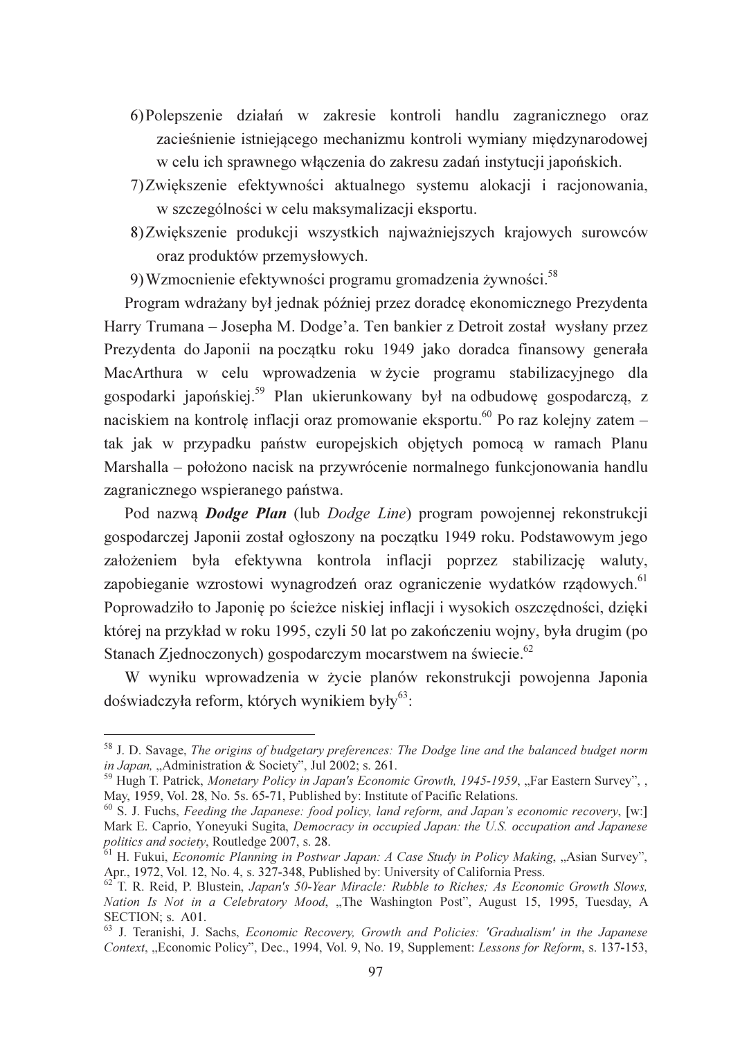6) Polepszenie działań w zakresie kontroli handlu zagranicznego oraz zacieśnienie istniejącego mechanizmu kontroli wymiany międzynarodowej w celu ich sprawnego włączenia do zakresu zadań instytucji japońskich.
7) Zwiększenie efektywności aktualnego systemu alokacji i racjonowania, w szczególności w celu maksymalizacji eksportu.
8) Zwiększenie produkcji wszystkich najważniejszych krajowych surowców oraz produktów przemysłowych.
9) Wzmocnienie efektywności programu gromadzenia żywności.[58]

Program wdrażany był jednak później przez doradcę ekonomicznego Prezydenta Harry Trumana – Josepha M. Dodge'a. Ten bankier z Detroit został wysłany przez Prezydenta do Japonii na początku roku 1949 jako doradca finansowy generała MacArthura w celu wprowadzenia w życie programu stabilizacyjnego dla gospodarki japońskiej.[59] Plan ukierunkowany był na odbudowę gospodarczą, z naciskiem na kontrolę inflacji oraz promowanie eksportu.[60] Po raz kolejny zatem – tak jak w przypadku państw europejskich objętych pomocą w ramach Planu Marshalla – położono nacisk na przywrócenie normalnego funkcjonowania handlu zagranicznego wspieranego państwa.

Pod nazwą ***Dodge Plan*** (lub *Dodge Line*) program powojennej rekonstrukcji gospodarczej Japonii został ogłoszony na początku 1949 roku. Podstawowym jego założeniem była efektywna kontrola inflacji poprzez stabilizację waluty, zapobieganie wzrostowi wynagrodzeń oraz ograniczenie wydatków rządowych.[61] Poprowadziło to Japonię po ścieżce niskiej inflacji i wysokich oszczędności, dzięki której na przykład w roku 1995, czyli 50 lat po zakończeniu wojny, była drugim (po Stanach Zjednoczonych) gospodarczym mocarstwem na świecie.[62]

W wyniku wprowadzenia w życie planów rekonstrukcji powojenna Japonia doświadczyła reform, których wynikiem były[63]:

---

[58] J. D. Savage, *The origins of budgetary preferences: The Dodge line and the balanced budget norm in Japan*, „Administration & Society", Jul 2002; s. 261.

[59] Hugh T. Patrick, *Monetary Policy in Japan's Economic Growth, 1945-1959*, „Far Eastern Survey", , May, 1959, Vol. 28, No. 5s. 65-71, Published by: Institute of Pacific Relations.

[60] S. J. Fuchs, *Feeding the Japanese: food policy, land reform, and Japan's economic recovery*, [w:] Mark E. Caprio, Yoneyuki Sugita, *Democracy in occupied Japan: the U.S. occupation and Japanese politics and society*, Routledge 2007, s. 28.

[61] H. Fukui, *Economic Planning in Postwar Japan: A Case Study in Policy Making*, „Asian Survey", Apr., 1972, Vol. 12, No. 4, s. 327-348, Published by: University of California Press.

[62] T. R. Reid, P. Blustein, *Japan's 50-Year Miracle: Rubble to Riches; As Economic Growth Slows, Nation Is Not in a Celebratory Mood*, „The Washington Post", August 15, 1995, Tuesday, A SECTION; s. A01.

[63] J. Teranishi, J. Sachs, *Economic Recovery, Growth and Policies: 'Gradualism' in the Japanese Context*, „Economic Policy", Dec., 1994, Vol. 9, No. 19, Supplement: *Lessons for Reform*, s. 137-153,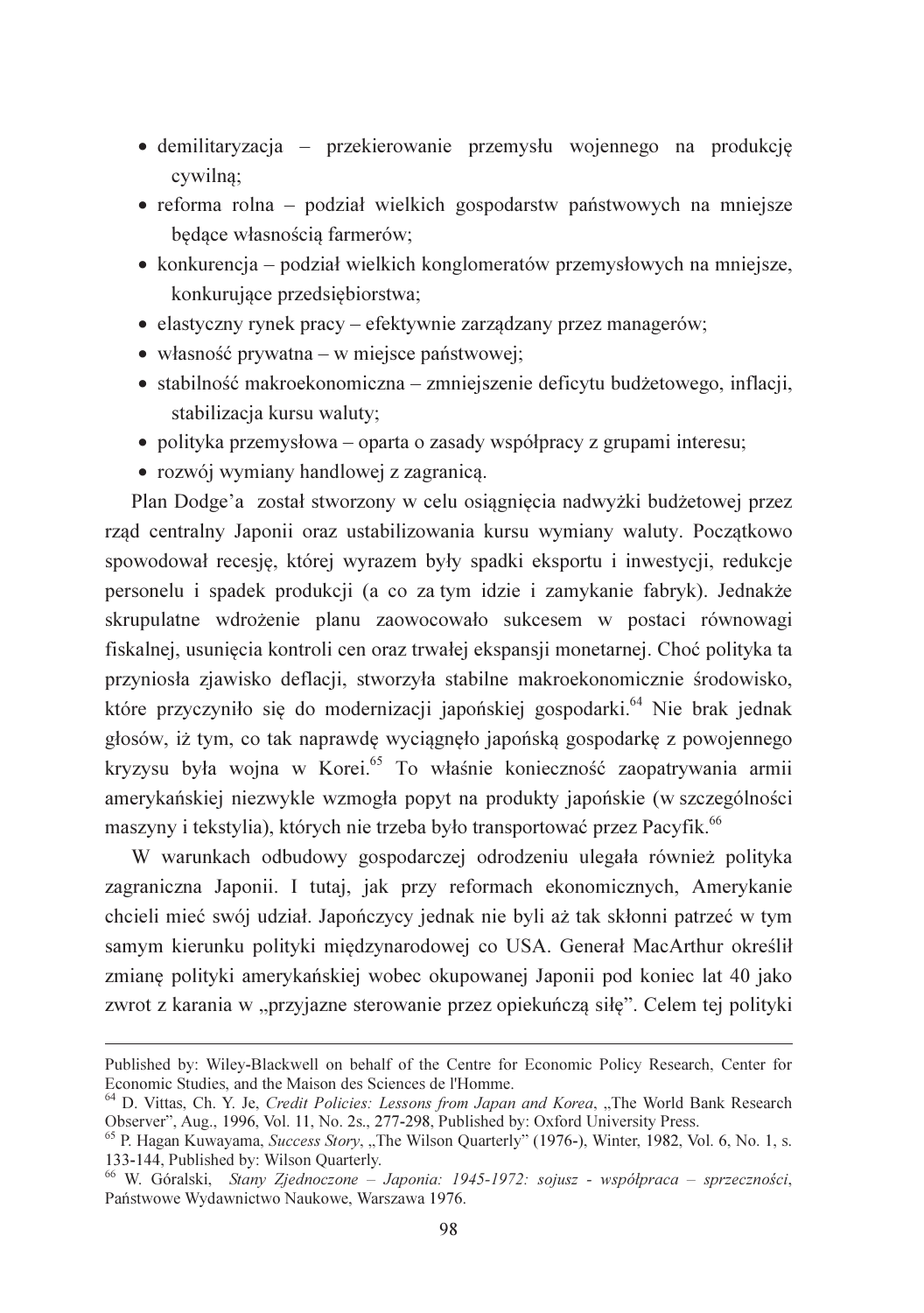- demilitaryzacja – przekierowanie przemysłu wojennego na produkcję cywilną;
- reforma rolna – podział wielkich gospodarstw państwowych na mniejsze będące własnością farmerów;
- konkurencja – podział wielkich konglomeratów przemysłowych na mniejsze, konkurujące przedsiębiorstwa;
- elastyczny rynek pracy – efektywnie zarządzany przez managerów;
- własność prywatna – w miejsce państwowej;
- stabilność makroekonomiczna – zmniejszenie deficytu budżetowego, inflacji, stabilizacja kursu waluty;
- polityka przemysłowa – oparta o zasady współpracy z grupami interesu;
- rozwój wymiany handlowej z zagranicą.

Plan Dodge'a został stworzony w celu osiągnięcia nadwyżki budżetowej przez rząd centralny Japonii oraz ustabilizowania kursu wymiany waluty. Początkowo spowodował recesję, której wyrazem były spadki eksportu i inwestycji, redukcje personelu i spadek produkcji (a co za tym idzie i zamykanie fabryk). Jednakże skrupulatne wdrożenie planu zaowocowało sukcesem w postaci równowagi fiskalnej, usunięcia kontroli cen oraz trwałej ekspansji monetarnej. Choć polityka ta przyniosła zjawisko deflacji, stworzyła stabilne makroekonomicznie środowisko, które przyczyniło się do modernizacji japońskiej gospodarki.[64] Nie brak jednak głosów, iż tym, co tak naprawdę wyciągnęło japońską gospodarkę z powojennego kryzysu była wojna w Korei.[65] To właśnie konieczność zaopatrywania armii amerykańskiej niezwykle wzmogła popyt na produkty japońskie (w szczególności maszyny i tekstylia), których nie trzeba było transportować przez Pacyfik.[66]

W warunkach odbudowy gospodarczej odrodzeniu ulegała również polityka zagraniczna Japonii. I tutaj, jak przy reformach ekonomicznych, Amerykanie chcieli mieć swój udział. Japończycy jednak nie byli aż tak skłonni patrzeć w tym samym kierunku polityki międzynarodowej co USA. Generał MacArthur określił zmianę polityki amerykańskiej wobec okupowanej Japonii pod koniec lat 40 jako zwrot z karania w „przyjazne sterowanie przez opiekuńczą siłę". Celem tej polityki

---

Published by: Wiley-Blackwell on behalf of the Centre for Economic Policy Research, Center for Economic Studies, and the Maison des Sciences de l'Homme.

[64] D. Vittas, Ch. Y. Je, *Credit Policies: Lessons from Japan and Korea*, „The World Bank Research Observer", Aug., 1996, Vol. 11, No. 2s., 277-298, Published by: Oxford University Press.

[65] P. Hagan Kuwayama, *Success Story*, „The Wilson Quarterly" (1976-), Winter, 1982, Vol. 6, No. 1, s. 133-144, Published by: Wilson Quarterly.

[66] W. Góralski, *Stany Zjednoczone – Japonia: 1945-1972: sojusz - współpraca – sprzeczności*, Państwowe Wydawnictwo Naukowe, Warszawa 1976.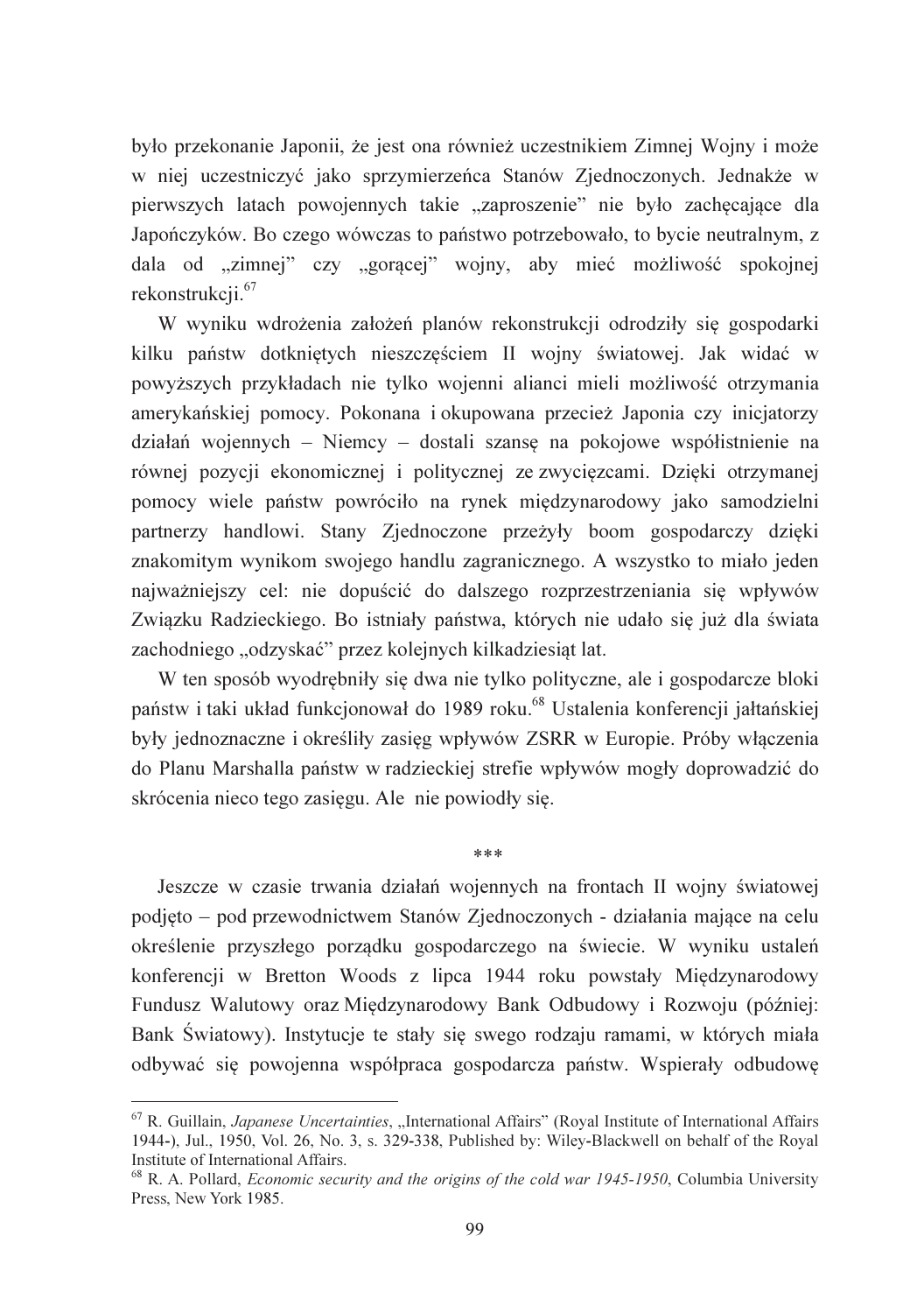było przekonanie Japonii, że jest ona również uczestnikiem Zimnej Wojny i może w niej uczestniczyć jako sprzymierzeńca Stanów Zjednoczonych. Jednakże w pierwszych latach powojennych takie „zaproszenie" nie było zachęcające dla Japończyków. Bo czego wówczas to państwo potrzebowało, to bycie neutralnym, z dala od „zimnej" czy „gorącej" wojny, aby mieć możliwość spokojnej rekonstrukcji.[67]

W wyniku wdrożenia założeń planów rekonstrukcji odrodziły się gospodarki kilku państw dotkniętych nieszczęściem II wojny światowej. Jak widać w powyższych przykładach nie tylko wojenni alianci mieli możliwość otrzymania amerykańskiej pomocy. Pokonana i okupowana przecież Japonia czy inicjatorzy działań wojennych – Niemcy – dostali szansę na pokojowe współistnienie na równej pozycji ekonomicznej i politycznej ze zwycięzcami. Dzięki otrzymanej pomocy wiele państw powróciło na rynek międzynarodowy jako samodzielni partnerzy handlowi. Stany Zjednoczone przeżyły boom gospodarczy dzięki znakomitym wynikom swojego handlu zagranicznego. A wszystko to miało jeden najważniejszy cel: nie dopuścić do dalszego rozprzestrzeniania się wpływów Związku Radzieckiego. Bo istniały państwa, których nie udało się już dla świata zachodniego „odzyskać" przez kolejnych kilkadziesiąt lat.

W ten sposób wyodrębniły się dwa nie tylko polityczne, ale i gospodarcze bloki państw i taki układ funkcjonował do 1989 roku.[68] Ustalenia konferencji jałtańskiej były jednoznaczne i określiły zasięg wpływów ZSRR w Europie. Próby włączenia do Planu Marshalla państw w radzieckiej strefie wpływów mogły doprowadzić do skrócenia nieco tego zasięgu. Ale nie powiodły się.

***

Jeszcze w czasie trwania działań wojennych na frontach II wojny światowej podjęto – pod przewodnictwem Stanów Zjednoczonych - działania mające na celu określenie przyszłego porządku gospodarczego na świecie. W wyniku ustaleń konferencji w Bretton Woods z lipca 1944 roku powstały Międzynarodowy Fundusz Walutowy oraz Międzynarodowy Bank Odbudowy i Rozwoju (później: Bank Światowy). Instytucje te stały się swego rodzaju ramami, w których miała odbywać się powojenna współpraca gospodarcza państw. Wspierały odbudowę

---

[67] R. Guillain, *Japanese Uncertainties*, „International Affairs" (Royal Institute of International Affairs 1944-), Jul., 1950, Vol. 26, No. 3, s. 329-338, Published by: Wiley-Blackwell on behalf of the Royal Institute of International Affairs.

[68] R. A. Pollard, *Economic security and the origins of the cold war 1945-1950*, Columbia University Press, New York 1985.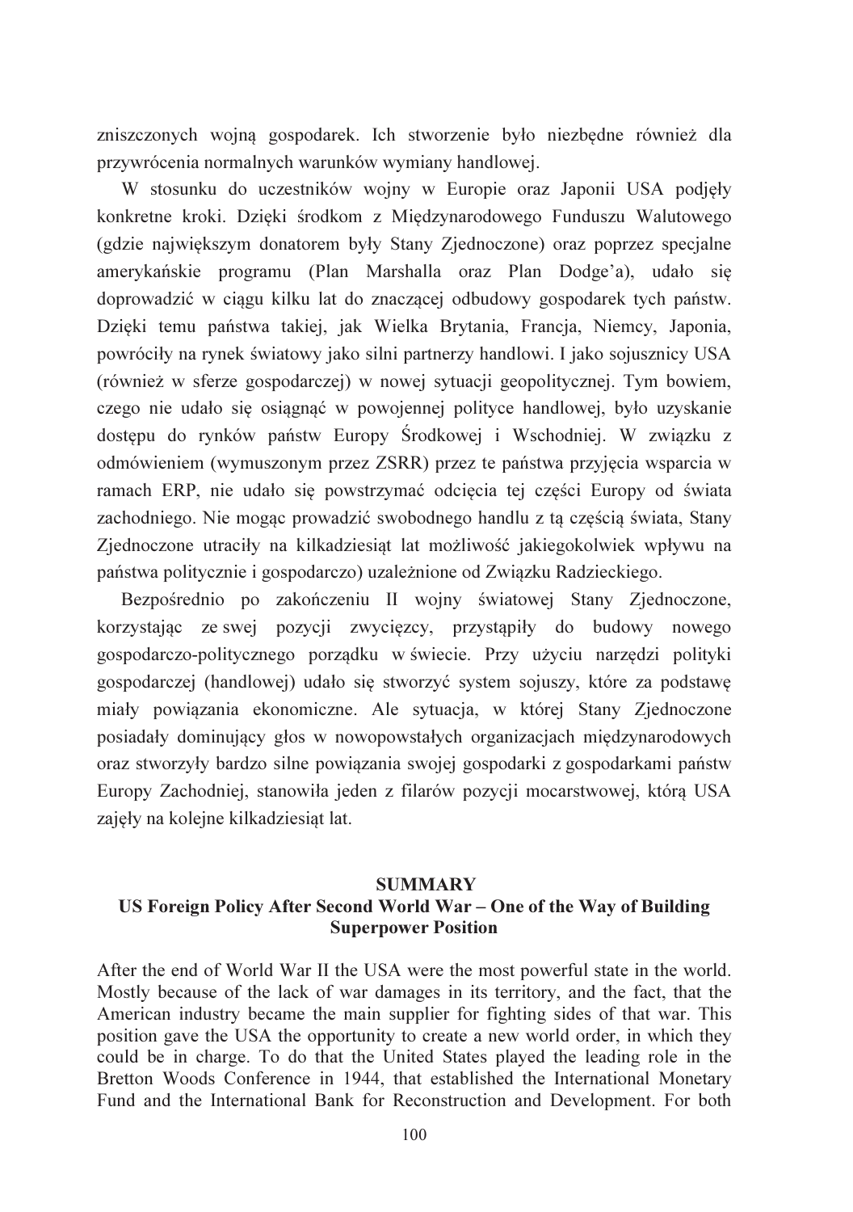zniszczonych wojną gospodarek. Ich stworzenie było niezbędne również dla przywrócenia normalnych warunków wymiany handlowej.

W stosunku do uczestników wojny w Europie oraz Japonii USA podjęły konkretne kroki. Dzięki środkom z Międzynarodowego Funduszu Walutowego (gdzie największym donatorem były Stany Zjednoczone) oraz poprzez specjalne amerykańskie programu (Plan Marshalla oraz Plan Dodge'a), udało się doprowadzić w ciągu kilku lat do znaczącej odbudowy gospodarek tych państw. Dzięki temu państwa takiej, jak Wielka Brytania, Francja, Niemcy, Japonia, powróciły na rynek światowy jako silni partnerzy handlowi. I jako sojusznicy USA (również w sferze gospodarczej) w nowej sytuacji geopolitycznej. Tym bowiem, czego nie udało się osiągnąć w powojennej polityce handlowej, było uzyskanie dostępu do rynków państw Europy Środkowej i Wschodniej. W związku z odmówieniem (wymuszonym przez ZSRR) przez te państwa przyjęcia wsparcia w ramach ERP, nie udało się powstrzymać odcięcia tej części Europy od świata zachodniego. Nie mogąc prowadzić swobodnego handlu z tą częścią świata, Stany Zjednoczone utraciły na kilkadziesiąt lat możliwość jakiegokolwiek wpływu na państwa politycznie i gospodarczo) uzależnione od Związku Radzieckiego.

Bezpośrednio po zakończeniu II wojny światowej Stany Zjednoczone, korzystając ze swej pozycji zwycięzcy, przystąpiły do budowy nowego gospodarczo-politycznego porządku w świecie. Przy użyciu narzędzi polityki gospodarczej (handlowej) udało się stworzyć system sojuszy, które za podstawę miały powiązania ekonomiczne. Ale sytuacja, w której Stany Zjednoczone posiadały dominujący głos w nowopowstałych organizacjach międzynarodowych oraz stworzyły bardzo silne powiązania swojej gospodarki z gospodarkami państw Europy Zachodniej, stanowiła jeden z filarów pozycji mocarstwowej, którą USA zajęły na kolejne kilkadziesiąt lat.

## SUMMARY

### US Foreign Policy After Second World War – One of the Way of Building Superpower Position

After the end of World War II the USA were the most powerful state in the world. Mostly because of the lack of war damages in its territory, and the fact, that the American industry became the main supplier for fighting sides of that war. This position gave the USA the opportunity to create a new world order, in which they could be in charge. To do that the United States played the leading role in the Bretton Woods Conference in 1944, that established the International Monetary Fund and the International Bank for Reconstruction and Development. For both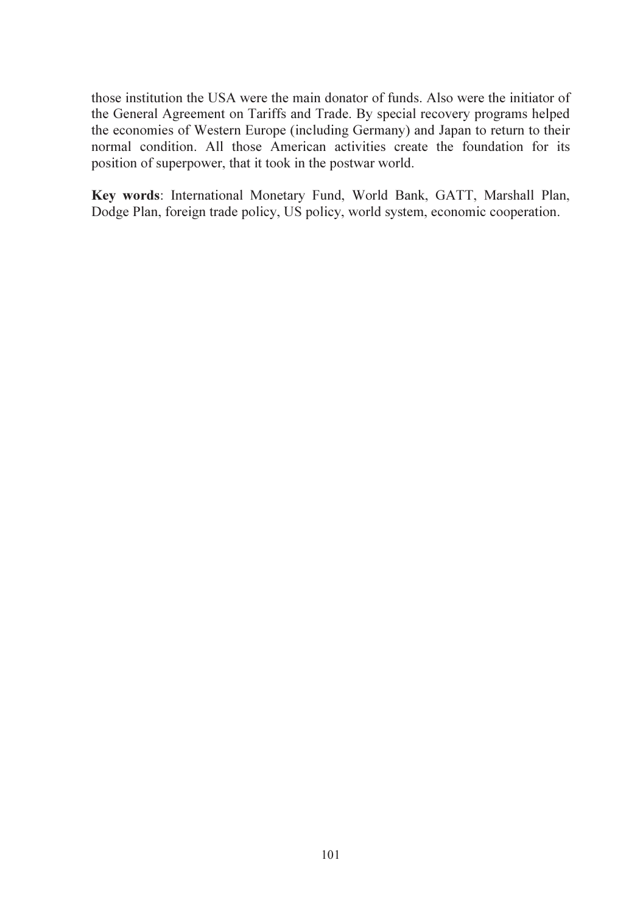those institution the USA were the main donator of funds. Also were the initiator of the General Agreement on Tariffs and Trade. By special recovery programs helped the economies of Western Europe (including Germany) and Japan to return to their normal condition. All those American activities create the foundation for its position of superpower, that it took in the postwar world.

**Key words**: International Monetary Fund, World Bank, GATT, Marshall Plan, Dodge Plan, foreign trade policy, US policy, world system, economic cooperation.